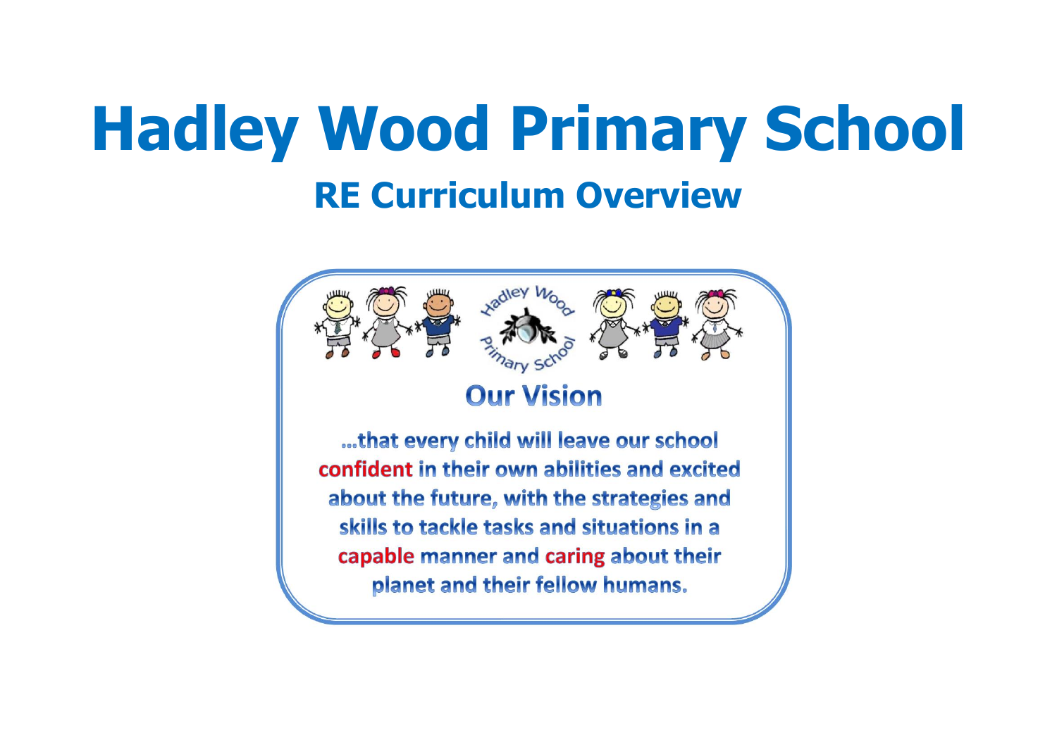# Hadley Wood Primary School

## RE Curriculum Overview

### Our Vision

...that every child will leave our school **confident** in their own abilities and excited about the future, with the strategies and skills to tackle tasks and situations in a **capable** manner and **caring** about their planet and their fellow humans.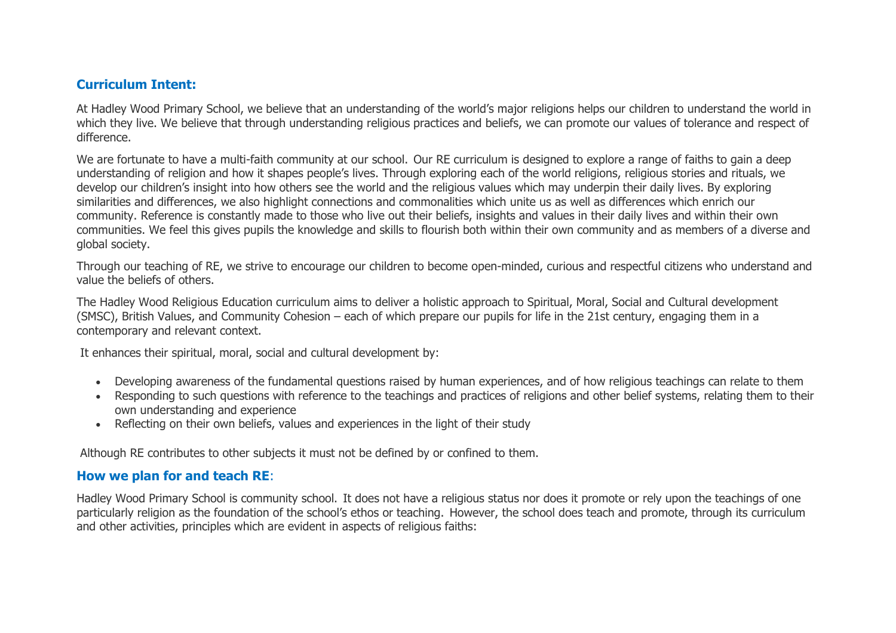## Curriculum Intent:

At Hadley Wood Primary School, we believe that an understanding of the world's major religions helps our children to understand the world in which they live. We believe that through understanding religious practices and beliefs, we can promote our values of tolerance and respect of difference.

We are fortunate to have a multi-faith community at our school. Our RE curriculum is designed to explore a range of faiths to gain a deep understanding of religion and how it shapes people's lives. Through exploring each of the world religions, religious stories and rituals, we develop our children's insight into how others see the world and the religious values which may underpin their daily lives. By exploring similarities and differences, we also highlight connections and commonalities which unite us as well as differences which enrich our community. Reference is constantly made to those who live out their beliefs, insights and values in their daily lives and within their own communities. We feel this gives pupils the knowledge and skills to flourish both within their own community and as members of a diverse and global society.

Through our teaching of RE, we strive to encourage our children to become open-minded, curious and respectful citizens who understand and value the beliefs of others.

The Hadley Wood Religious Education curriculum aims to deliver a holistic approach to Spiritual, Moral, Social and Cultural development (SMSC), British Values, and Community Cohesion – each of which prepare our pupils for life in the 21st century, engaging them in a contemporary and relevant context.

It enhances their spiritual, moral, social and cultural development by:

- Developing awareness of the fundamental questions raised by human experiences, and of how religious teachings can relate to them
- Responding to such questions with reference to the teachings and practices of religions and other belief systems, relating them to their own understanding and experience
- Reflecting on their own beliefs, values and experiences in the light of their study

Although RE contributes to other subjects it must not be defined by or confined to them.

## How we plan for and teach RE:

Hadley Wood Primary School is community school. It does not have a religious status nor does it promote or rely upon the teachings of one particularly religion as the foundation of the school's ethos or teaching. However, the school does teach and promote, through its curriculum and other activities, principles which are evident in aspects of religious faiths: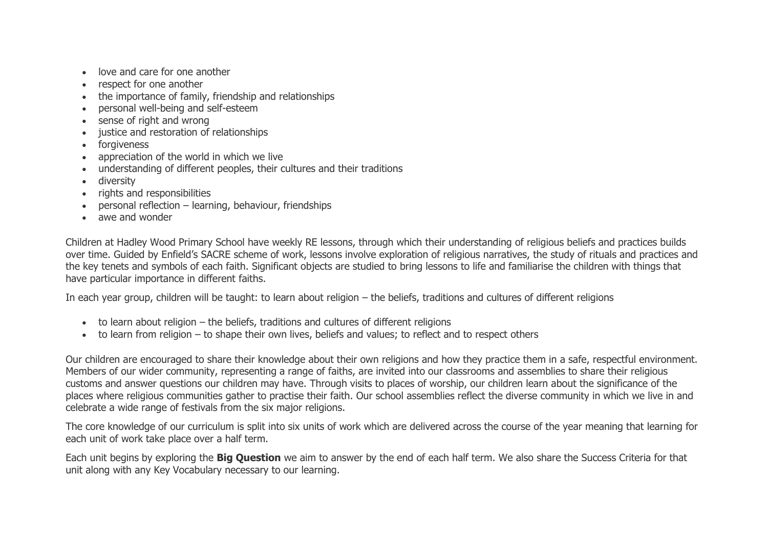- love and care for one another
- respect for one another
- the importance of family, friendship and relationships
- personal well-being and self-esteem
- sense of right and wrong
- justice and restoration of relationships
- forgiveness
- appreciation of the world in which we live
- understanding of different peoples, their cultures and their traditions
- diversity
- rights and responsibilities
- personal reflection – learning, behaviour, friendships
- awe and wonder

Children at Hadley Wood Primary School have weekly RE lessons, through which their understanding of religious beliefs and practices builds over time. Guided by Enfield's SACRE scheme of work, lessons involve exploration of religious narratives, the study of rituals and practices and the key tenets and symbols of each faith. Significant objects are studied to bring lessons to life and familiarise the children with things that have particular importance in different faiths.

In each year group, children will be taught: to learn about religion – the beliefs, traditions and cultures of different religions

- to learn about religion – the beliefs, traditions and cultures of different religions
- to learn from religion – to shape their own lives, beliefs and values; to reflect and to respect others

Our children are encouraged to share their knowledge about their own religions and how they practice them in a safe, respectful environment. Members of our wider community, representing a range of faiths, are invited into our classrooms and assemblies to share their religious customs and answer questions our children may have. Through visits to places of worship, our children learn about the significance of the places where religious communities gather to practise their faith. Our school assemblies reflect the diverse community in which we live in and celebrate a wide range of festivals from the six major religions.

The core knowledge of our curriculum is split into six units of work which are delivered across the course of the year meaning that learning for each unit of work take place over a half term.

Each unit begins by exploring the **Big Question** we aim to answer by the end of each half term. We also share the Success Criteria for that unit along with any Key Vocabulary necessary to our learning.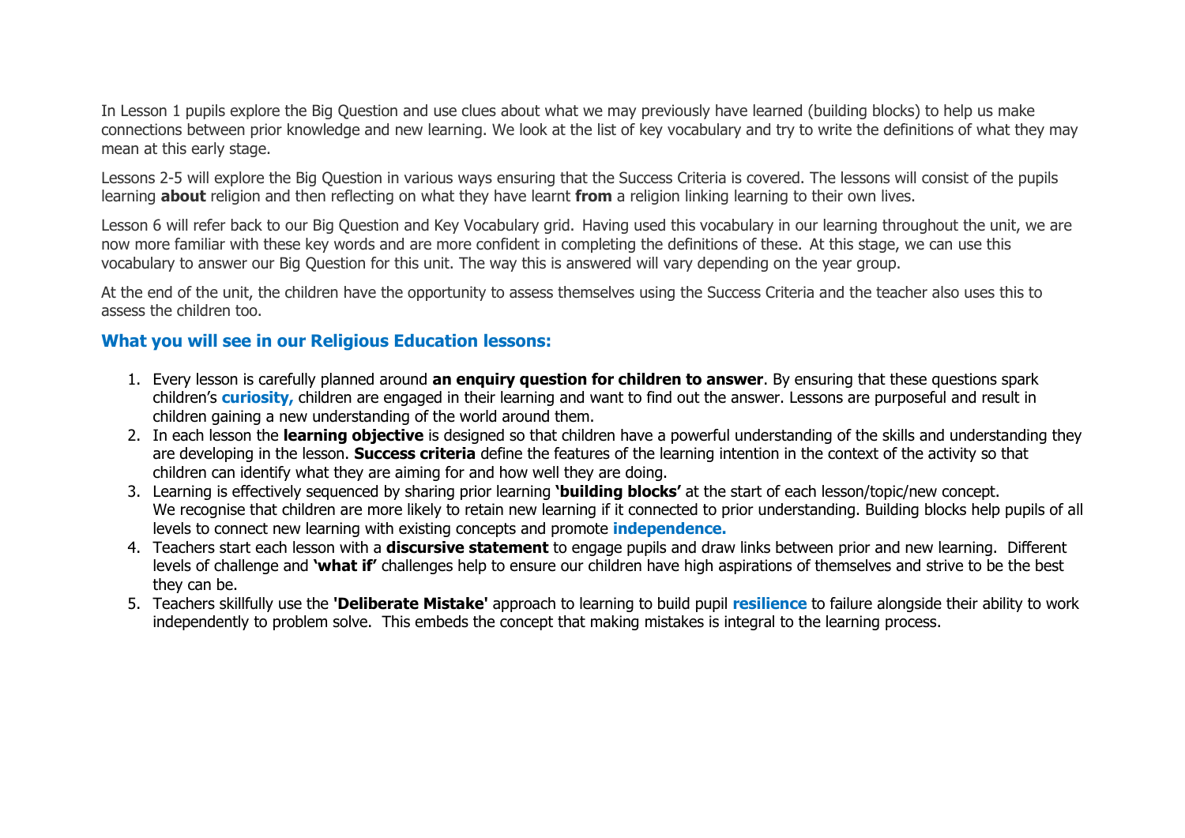In Lesson 1 pupils explore the Big Question and use clues about what we may previously have learned (building blocks) to help us make connections between prior knowledge and new learning. We look at the list of key vocabulary and try to write the definitions of what they may mean at this early stage.

Lessons 2-5 will explore the Big Question in various ways ensuring that the Success Criteria is covered. The lessons will consist of the pupils learning **about** religion and then reflecting on what they have learnt **from** a religion linking learning to their own lives.

Lesson 6 will refer back to our Big Question and Key Vocabulary grid. Having used this vocabulary in our learning throughout the unit, we are now more familiar with these key words and are more confident in completing the definitions of these. At this stage, we can use this vocabulary to answer our Big Question for this unit. The way this is answered will vary depending on the year group.

At the end of the unit, the children have the opportunity to assess themselves using the Success Criteria and the teacher also uses this to assess the children too.

## What you will see in our Religious Education lessons:

1. Every lesson is carefully planned around **an enquiry question for children to answer**. By ensuring that these questions spark children's **curiosity,** children are engaged in their learning and want to find out the answer. Lessons are purposeful and result in children gaining a new understanding of the world around them.
2. In each lesson the **learning objective** is designed so that children have a powerful understanding of the skills and understanding they are developing in the lesson. **Success criteria** define the features of the learning intention in the context of the activity so that children can identify what they are aiming for and how well they are doing.
3. Learning is effectively sequenced by sharing prior learning **'building blocks'** at the start of each lesson/topic/new concept. We recognise that children are more likely to retain new learning if it connected to prior understanding. Building blocks help pupils of all levels to connect new learning with existing concepts and promote **independence.**
4. Teachers start each lesson with a **discursive statement** to engage pupils and draw links between prior and new learning. Different levels of challenge and **'what if'** challenges help to ensure our children have high aspirations of themselves and strive to be the best they can be.
5. Teachers skillfully use the **'Deliberate Mistake'** approach to learning to build pupil **resilience** to failure alongside their ability to work independently to problem solve. This embeds the concept that making mistakes is integral to the learning process.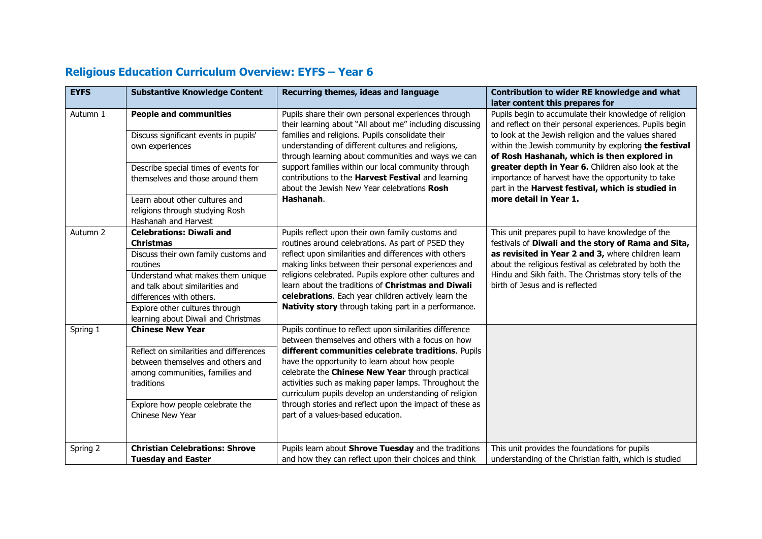## Religious Education Curriculum Overview: EYFS – Year 6

| EYFS | Substantive Knowledge Content | Recurring themes, ideas and language | Contribution to wider RE knowledge and what later content this prepares for |
|---|---|---|---|
| Autumn 1 | **People and communities**<br><br>Discuss significant events in pupils' own experiences<br><br>Describe special times of events for themselves and those around them<br><br>Learn about other cultures and religions through studying Rosh Hashanah and Harvest | Pupils share their own personal experiences through their learning about "All about me" including discussing families and religions. Pupils consolidate their understanding of different cultures and religions, through learning about communities and ways we can support families within our local community through contributions to the **Harvest Festival** and learning about the Jewish New Year celebrations **Rosh Hashanah**. | Pupils begin to accumulate their knowledge of religion and reflect on their personal experiences. Pupils begin to look at the Jewish religion and the values shared within the Jewish community by exploring **the festival of Rosh Hashanah, which is then explored in greater depth in Year 6.** Children also look at the importance of harvest have the opportunity to take part in the **Harvest festival, which is studied in more detail in Year 1.** |
| Autumn 2 | **Celebrations: Diwali and Christmas**<br><br>Discuss their own family customs and routines<br><br>Understand what makes them unique and talk about similarities and differences with others.<br><br>Explore other cultures through learning about Diwali and Christmas | Pupils reflect upon their own family customs and routines around celebrations. As part of PSED they reflect upon similarities and differences with others making links between their personal experiences and religions celebrated. Pupils explore other cultures and learn about the traditions of **Christmas and Diwali celebrations**. Each year children actively learn the **Nativity story** through taking part in a performance. | This unit prepares pupil to have knowledge of the festivals of **Diwali and the story of Rama and Sita, as revisited in Year 2 and 3,** where children learn about the religious festival as celebrated by both the Hindu and Sikh faith. The Christmas story tells of the birth of Jesus and is reflected |
| Spring 1 | **Chinese New Year**<br><br>Reflect on similarities and differences between themselves and others and among communities, families and traditions<br><br>Explore how people celebrate the Chinese New Year | Pupils continue to reflect upon similarities difference between themselves and others with a focus on how **different communities celebrate traditions**. Pupils have the opportunity to learn about how people celebrate the **Chinese New Year** through practical activities such as making paper lamps. Throughout the curriculum pupils develop an understanding of religion through stories and reflect upon the impact of these as part of a values-based education. | |
| Spring 2 | **Christian Celebrations: Shrove Tuesday and Easter** | Pupils learn about **Shrove Tuesday** and the traditions and how they can reflect upon their choices and think | This unit provides the foundations for pupils understanding of the Christian faith, which is studied |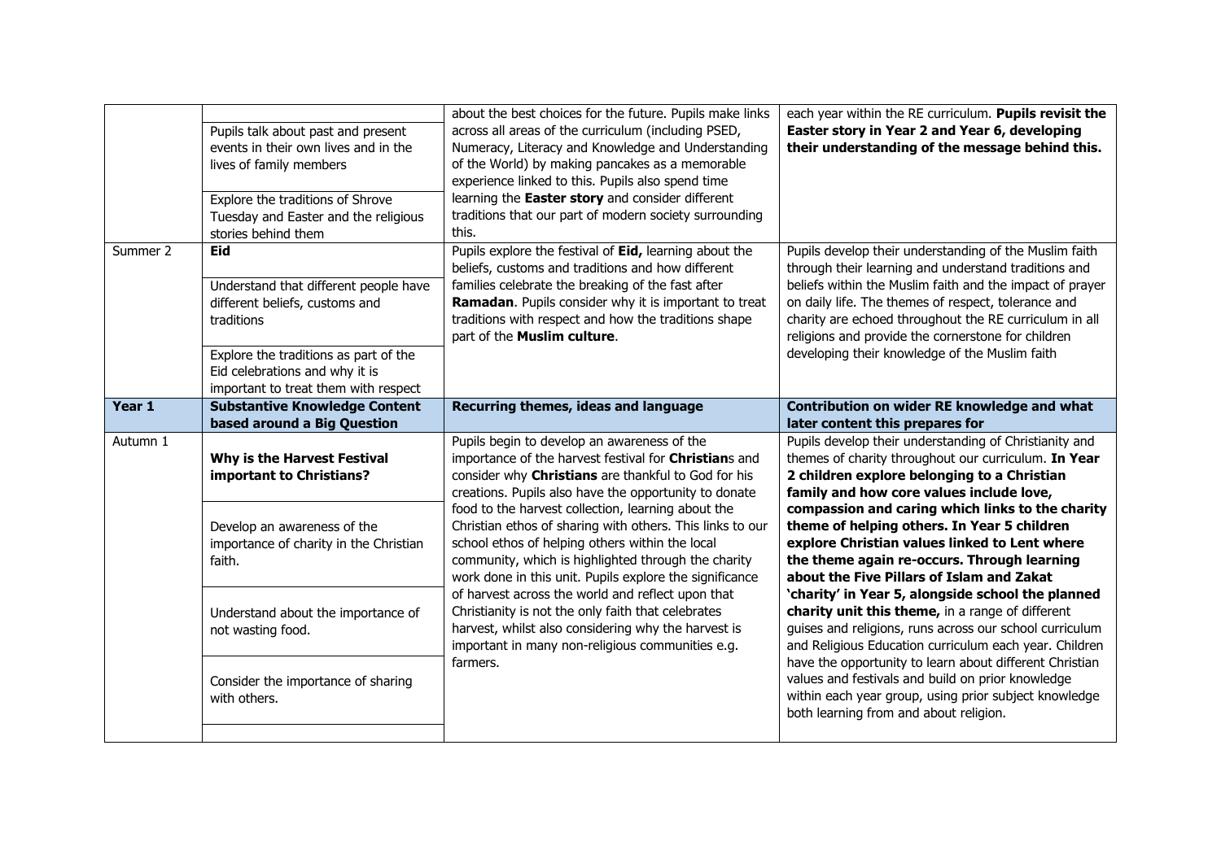| | | | |
|---|---|---|---|
| | Pupils talk about past and present events in their own lives and in the lives of family members<br><br>Explore the traditions of Shrove Tuesday and Easter and the religious stories behind them | about the best choices for the future. Pupils make links across all areas of the curriculum (including PSED, Numeracy, Literacy and Knowledge and Understanding of the World) by making pancakes as a memorable experience linked to this. Pupils also spend time learning the **Easter story** and consider different traditions that our part of modern society surrounding this. | each year within the RE curriculum. **Pupils revisit the Easter story in Year 2 and Year 6, developing their understanding of the message behind this.** |
| Summer 2 | **Eid**<br><br>Understand that different people have different beliefs, customs and traditions<br><br>Explore the traditions as part of the Eid celebrations and why it is important to treat them with respect | Pupils explore the festival of **Eid,** learning about the beliefs, customs and traditions and how different families celebrate the breaking of the fast after **Ramadan**. Pupils consider why it is important to treat traditions with respect and how the traditions shape part of the **Muslim culture**. | Pupils develop their understanding of the Muslim faith through their learning and understand traditions and beliefs within the Muslim faith and the impact of prayer on daily life. The themes of respect, tolerance and charity are echoed throughout the RE curriculum in all religions and provide the cornerstone for children developing their knowledge of the Muslim faith |
| **Year 1** | **Substantive Knowledge Content based around a Big Question** | **Recurring themes, ideas and language** | **Contribution on wider RE knowledge and what later content this prepares for** |
| Autumn 1 | **Why is the Harvest Festival important to Christians?**<br><br>Develop an awareness of the importance of charity in the Christian faith.<br><br>Understand about the importance of not wasting food.<br><br>Consider the importance of sharing with others. | Pupils begin to develop an awareness of the importance of the harvest festival for **Christian**s and consider why **Christians** are thankful to God for his creations. Pupils also have the opportunity to donate food to the harvest collection, learning about the Christian ethos of sharing with others. This links to our school ethos of helping others within the local community, which is highlighted through the charity work done in this unit. Pupils explore the significance of harvest across the world and reflect upon that Christianity is not the only faith that celebrates harvest, whilst also considering why the harvest is important in many non-religious communities e.g. farmers. | Pupils develop their understanding of Christianity and themes of charity throughout our curriculum. **In Year 2 children explore belonging to a Christian family and how core values include love, compassion and caring which links to the charity theme of helping others. In Year 5 children explore Christian values linked to Lent where the theme again re-occurs. Through learning about the Five Pillars of Islam and Zakat 'charity' in Year 5, alongside school the planned charity unit this theme,** in a range of different guises and religions, runs across our school curriculum and Religious Education curriculum each year. Children have the opportunity to learn about different Christian values and festivals and build on prior knowledge within each year group, using prior subject knowledge both learning from and about religion. |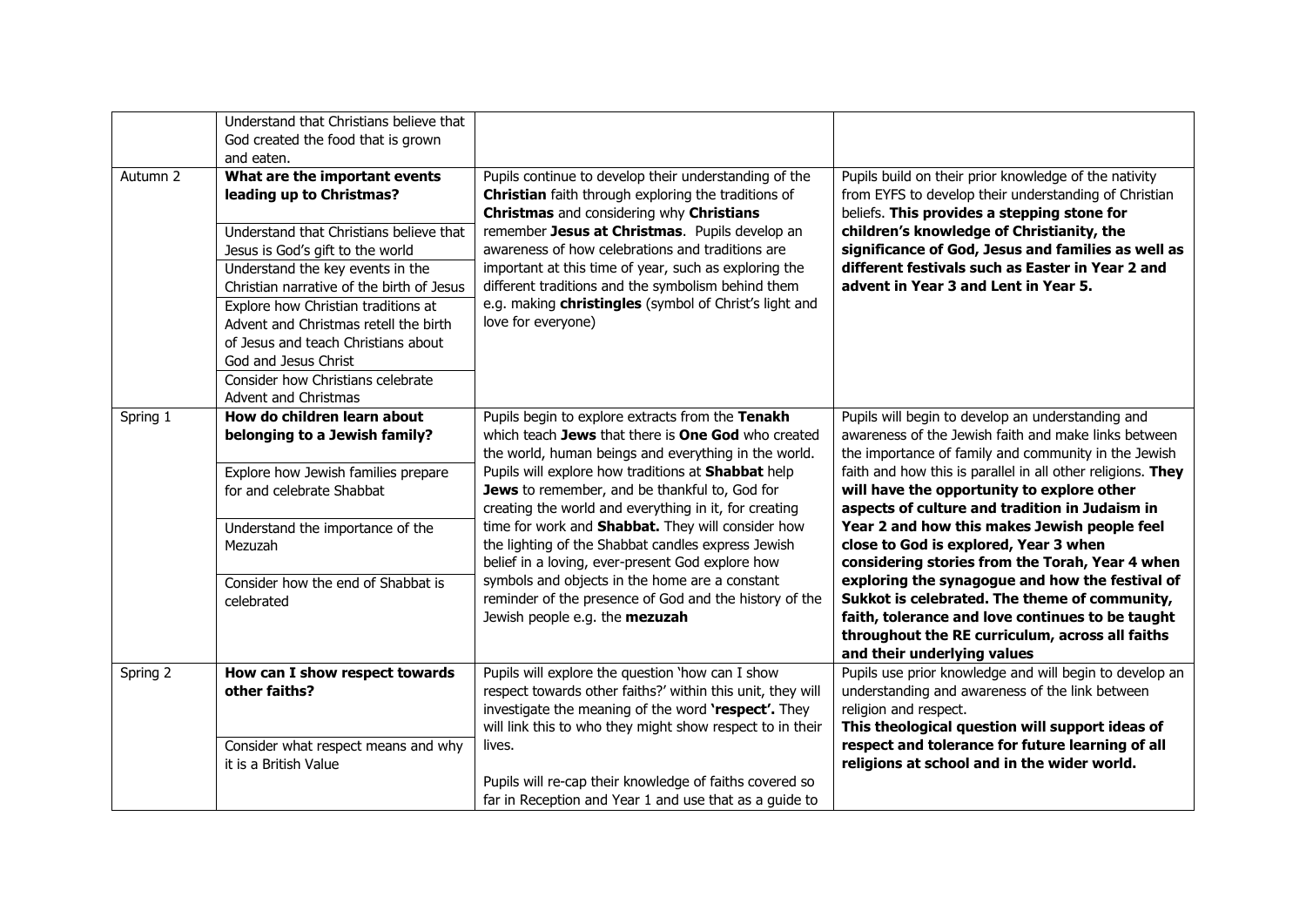| | | | |
|---|---|---|---|
| | Understand that Christians believe that God created the food that is grown and eaten. | | |
| Autumn 2 | **What are the important events leading up to Christmas?**<br><br>Understand that Christians believe that Jesus is God's gift to the world<br><br>Understand the key events in the Christian narrative of the birth of Jesus<br><br>Explore how Christian traditions at Advent and Christmas retell the birth of Jesus and teach Christians about God and Jesus Christ<br><br>Consider how Christians celebrate Advent and Christmas | Pupils continue to develop their understanding of the **Christian** faith through exploring the traditions of **Christmas** and considering why **Christians** remember **Jesus at Christmas**. Pupils develop an awareness of how celebrations and traditions are important at this time of year, such as exploring the different traditions and the symbolism behind them e.g. making **christingles** (symbol of Christ's light and love for everyone) | Pupils build on their prior knowledge of the nativity from EYFS to develop their understanding of Christian beliefs. **This provides a stepping stone for children's knowledge of Christianity, the significance of God, Jesus and families as well as different festivals such as Easter in Year 2 and advent in Year 3 and Lent in Year 5.** |
| Spring 1 | **How do children learn about belonging to a Jewish family?**<br><br>Explore how Jewish families prepare for and celebrate Shabbat<br><br>Understand the importance of the Mezuzah<br><br>Consider how the end of Shabbat is celebrated | Pupils begin to explore extracts from the **Tenakh** which teach **Jews** that there is **One God** who created the world, human beings and everything in the world. Pupils will explore how traditions at **Shabbat** help **Jews** to remember, and be thankful to, God for creating the world and everything in it, for creating time for work and **Shabbat.** They will consider how the lighting of the Shabbat candles express Jewish belief in a loving, ever-present God explore how symbols and objects in the home are a constant reminder of the presence of God and the history of the Jewish people e.g. the **mezuzah** | Pupils will begin to develop an understanding and awareness of the Jewish faith and make links between the importance of family and community in the Jewish faith and how this is parallel in all other religions. **They will have the opportunity to explore other aspects of culture and tradition in Judaism in Year 2 and how this makes Jewish people feel close to God is explored, Year 3 when considering stories from the Torah, Year 4 when exploring the synagogue and how the festival of Sukkot is celebrated. The theme of community, faith, tolerance and love continues to be taught throughout the RE curriculum, across all faiths and their underlying values** |
| Spring 2 | **How can I show respect towards other faiths?**<br><br>Consider what respect means and why it is a British Value | Pupils will explore the question 'how can I show respect towards other faiths?' within this unit, they will investigate the meaning of the word **'respect'.** They will link this to who they might show respect to in their lives.<br><br>Pupils will re-cap their knowledge of faiths covered so far in Reception and Year 1 and use that as a guide to | Pupils use prior knowledge and will begin to develop an understanding and awareness of the link between religion and respect.<br>**This theological question will support ideas of respect and tolerance for future learning of all religions at school and in the wider world.** |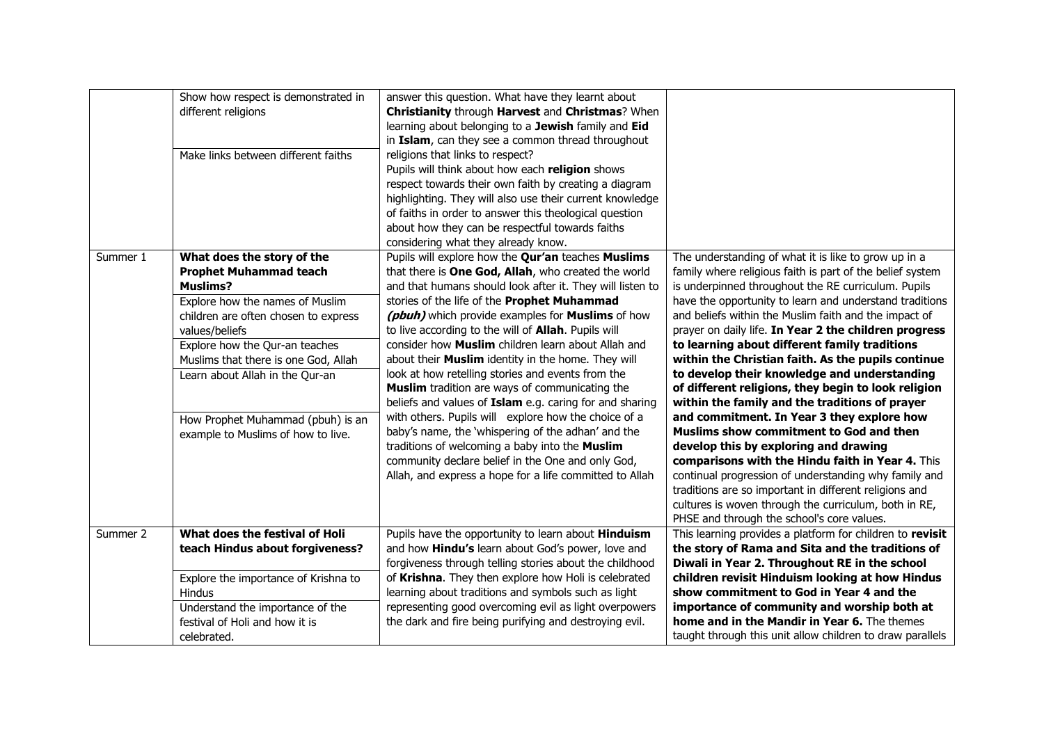| | | | |
|---|---|---|---|
| | Show how respect is demonstrated in different religions<br><br>Make links between different faiths | answer this question. What have they learnt about **Christianity** through **Harvest** and **Christmas**? When learning about belonging to a **Jewish** family and **Eid** in **Islam**, can they see a common thread throughout religions that links to respect?<br>Pupils will think about how each **religion** shows respect towards their own faith by creating a diagram highlighting. They will also use their current knowledge of faiths in order to answer this theological question about how they can be respectful towards faiths considering what they already know. | |
| Summer 1 | **What does the story of the Prophet Muhammad teach Muslims?**<br>Explore how the names of Muslim children are often chosen to express values/beliefs<br>Explore how the Qur-an teaches Muslims that there is one God, Allah<br>Learn about Allah in the Qur-an<br><br>How Prophet Muhammad (pbuh) is an example to Muslims of how to live. | Pupils will explore how the **Qur'an** teaches **Muslims** that there is **One God, Allah**, who created the world and that humans should look after it. They will listen to stories of the life of the **Prophet Muhammad *(pbuh)*** which provide examples for **Muslims** of how to live according to the will of **Allah**. Pupils will consider how **Muslim** children learn about Allah and about their **Muslim** identity in the home. They will look at how retelling stories and events from the **Muslim** tradition are ways of communicating the beliefs and values of **Islam** e.g. caring for and sharing with others. Pupils will explore how the choice of a baby's name, the 'whispering of the adhan' and the traditions of welcoming a baby into the **Muslim** community declare belief in the One and only God, Allah, and express a hope for a life committed to Allah | The understanding of what it is like to grow up in a family where religious faith is part of the belief system is underpinned throughout the RE curriculum. Pupils have the opportunity to learn and understand traditions and beliefs within the Muslim faith and the impact of prayer on daily life. **In Year 2 the children progress to learning about different family traditions within the Christian faith. As the pupils continue to develop their knowledge and understanding of different religions, they begin to look religion within the family and the traditions of prayer and commitment. In Year 3 they explore how Muslims show commitment to God and then develop this by exploring and drawing comparisons with the Hindu faith in Year 4.** This continual progression of understanding why family and traditions are so important in different religions and cultures is woven through the curriculum, both in RE, PHSE and through the school's core values. |
| Summer 2 | **What does the festival of Holi teach Hindus about forgiveness?**<br>Explore the importance of Krishna to Hindus<br>Understand the importance of the festival of Holi and how it is celebrated. | Pupils have the opportunity to learn about **Hinduism** and how **Hindu's** learn about God's power, love and forgiveness through telling stories about the childhood of **Krishna**. They then explore how Holi is celebrated learning about traditions and symbols such as light representing good overcoming evil as light overpowers the dark and fire being purifying and destroying evil. | This learning provides a platform for children to **revisit the story of Rama and Sita and the traditions of Diwali in Year 2. Throughout RE in the school children revisit Hinduism looking at how Hindus show commitment to God in Year 4 and the importance of community and worship both at home and in the Mandir in Year 6.** The themes taught through this unit allow children to draw parallels |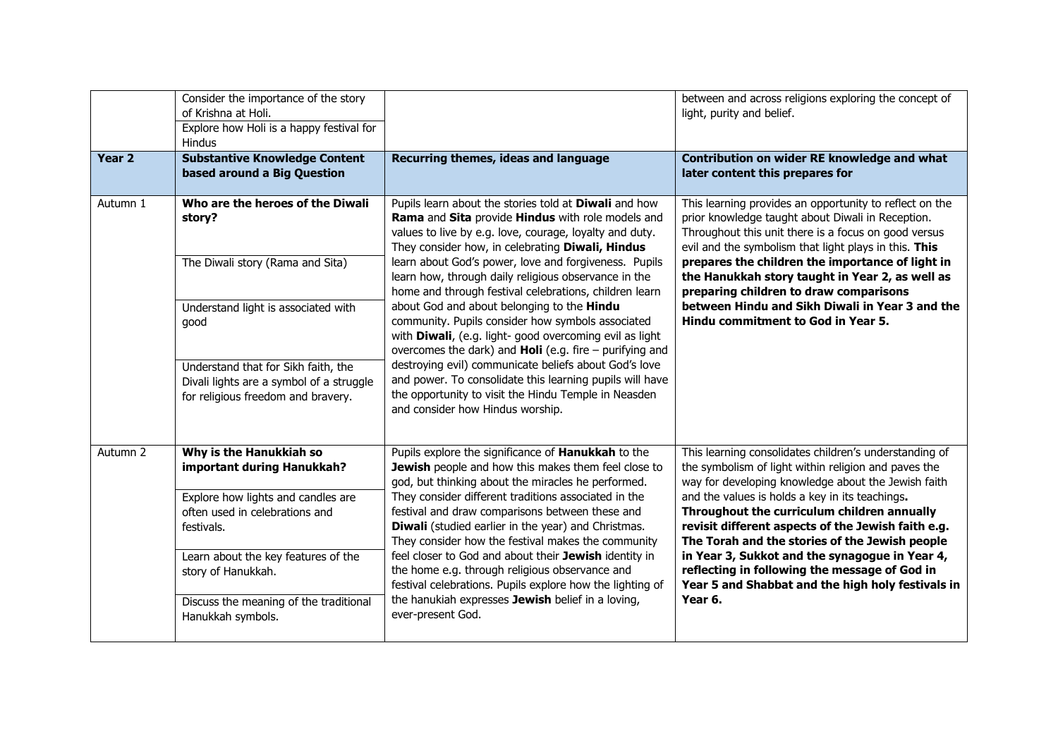|  | Consider the importance of the story of Krishna at Holi.<br>Explore how Holi is a happy festival for Hindus |  | between and across religions exploring the concept of light, purity and belief. |
|---|---|---|---|
| **Year 2** | **Substantive Knowledge Content based around a Big Question** | **Recurring themes, ideas and language** | **Contribution on wider RE knowledge and what later content this prepares for** |
| Autumn 1 | **Who are the heroes of the Diwali story?**<br><br>The Diwali story (Rama and Sita)<br><br>Understand light is associated with good<br><br>Understand that for Sikh faith, the Divali lights are a symbol of a struggle for religious freedom and bravery. | Pupils learn about the stories told at **Diwali** and how **Rama** and **Sita** provide **Hindus** with role models and values to live by e.g. love, courage, loyalty and duty. They consider how, in celebrating **Diwali, Hindus** learn about God's power, love and forgiveness. Pupils learn how, through daily religious observance in the home and through festival celebrations, children learn about God and about belonging to the **Hindu** community. Pupils consider how symbols associated with **Diwali**, (e.g. light- good overcoming evil as light overcomes the dark) and **Holi** (e.g. fire – purifying and destroying evil) communicate beliefs about God's love and power. To consolidate this learning pupils will have the opportunity to visit the Hindu Temple in Neasden and consider how Hindus worship. | This learning provides an opportunity to reflect on the prior knowledge taught about Diwali in Reception. Throughout this unit there is a focus on good versus evil and the symbolism that light plays in this. **This prepares the children the importance of light in the Hanukkah story taught in Year 2, as well as preparing children to draw comparisons between Hindu and Sikh Diwali in Year 3 and the Hindu commitment to God in Year 5.** |
| Autumn 2 | **Why is the Hanukkiah so important during Hanukkah?**<br><br>Explore how lights and candles are often used in celebrations and festivals.<br><br>Learn about the key features of the story of Hanukkah.<br><br>Discuss the meaning of the traditional Hanukkah symbols. | Pupils explore the significance of **Hanukkah** to the **Jewish** people and how this makes them feel close to god, but thinking about the miracles he performed. They consider different traditions associated in the festival and draw comparisons between these and **Diwali** (studied earlier in the year) and Christmas. They consider how the festival makes the community feel closer to God and about their **Jewish** identity in the home e.g. through religious observance and festival celebrations. Pupils explore how the lighting of the hanukiah expresses **Jewish** belief in a loving, ever-present God. | This learning consolidates children's understanding of the symbolism of light within religion and paves the way for developing knowledge about the Jewish faith and the values is holds a key in its teachings**. Throughout the curriculum children annually revisit different aspects of the Jewish faith e.g. The Torah and the stories of the Jewish people in Year 3, Sukkot and the synagogue in Year 4, reflecting in following the message of God in Year 5 and Shabbat and the high holy festivals in Year 6.** |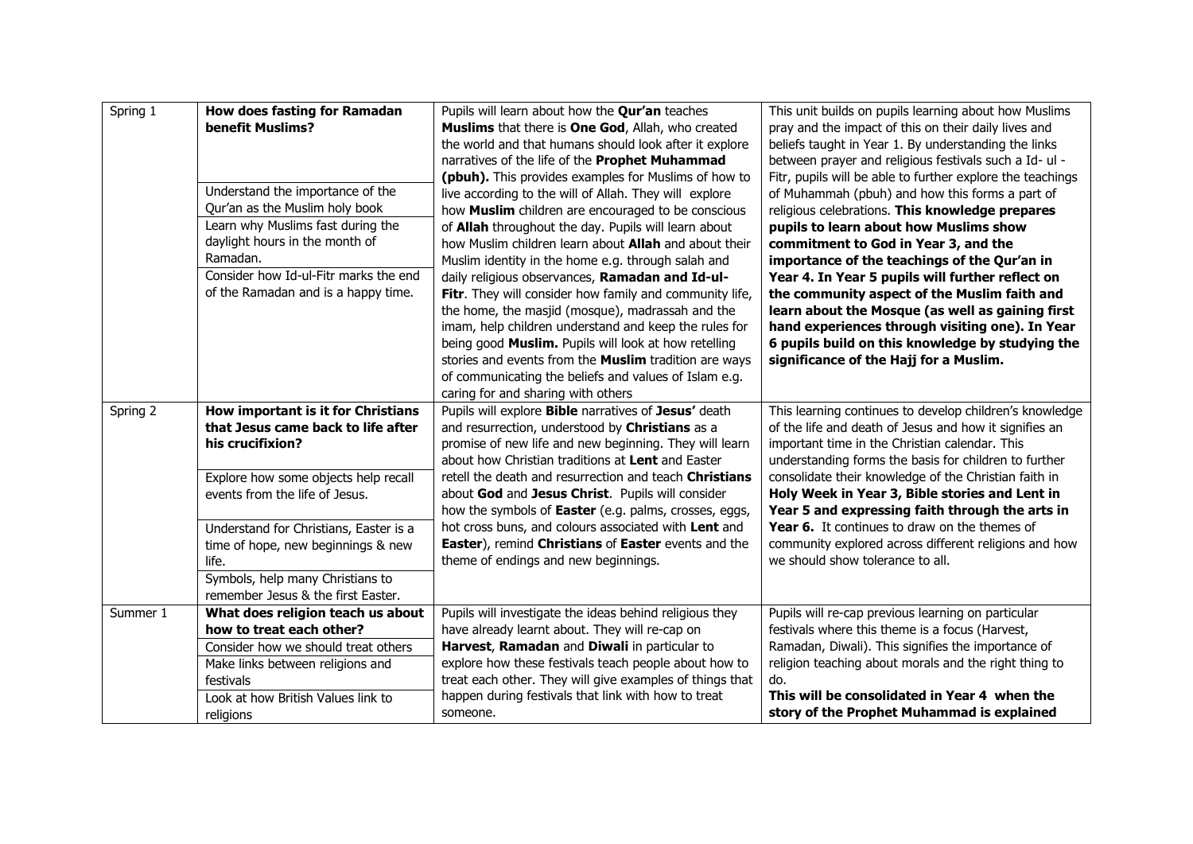| | | | |
|---|---|---|---|
| Spring 1 | **How does fasting for Ramadan benefit Muslims?**<br><br>Understand the importance of the Qur'an as the Muslim holy book<br><br>Learn why Muslims fast during the daylight hours in the month of Ramadan.<br><br>Consider how Id-ul-Fitr marks the end of the Ramadan and is a happy time. | Pupils will learn about how the **Qur'an** teaches **Muslims** that there is **One God**, Allah, who created the world and that humans should look after it explore narratives of the life of the **Prophet Muhammad (pbuh).** This provides examples for Muslims of how to live according to the will of Allah. They will explore how **Muslim** children are encouraged to be conscious of **Allah** throughout the day. Pupils will learn about how Muslim children learn about **Allah** and about their Muslim identity in the home e.g. through salah and daily religious observances, **Ramadan and Id-ul-Fitr**. They will consider how family and community life, the home, the masjid (mosque), madrassah and the imam, help children understand and keep the rules for being good **Muslim.** Pupils will look at how retelling stories and events from the **Muslim** tradition are ways of communicating the beliefs and values of Islam e.g. caring for and sharing with others | This unit builds on pupils learning about how Muslims pray and the impact of this on their daily lives and beliefs taught in Year 1. By understanding the links between prayer and religious festivals such a Id- ul - Fitr, pupils will be able to further explore the teachings of Muhammah (pbuh) and how this forms a part of religious celebrations. **This knowledge prepares pupils to learn about how Muslims show commitment to God in Year 3, and the importance of the teachings of the Qur'an in Year 4. In Year 5 pupils will further reflect on the community aspect of the Muslim faith and learn about the Mosque (as well as gaining first hand experiences through visiting one). In Year 6 pupils build on this knowledge by studying the significance of the Hajj for a Muslim.** |
| Spring 2 | **How important is it for Christians that Jesus came back to life after his crucifixion?**<br><br>Explore how some objects help recall events from the life of Jesus.<br><br>Understand for Christians, Easter is a time of hope, new beginnings & new life.<br><br>Symbols, help many Christians to remember Jesus & the first Easter. | Pupils will explore **Bible** narratives of **Jesus'** death and resurrection, understood by **Christians** as a promise of new life and new beginning. They will learn about how Christian traditions at **Lent** and Easter retell the death and resurrection and teach **Christians** about **God** and **Jesus Christ**. Pupils will consider how the symbols of **Easter** (e.g. palms, crosses, eggs, hot cross buns, and colours associated with **Lent** and **Easter**), remind **Christians** of **Easter** events and the theme of endings and new beginnings. | This learning continues to develop children's knowledge of the life and death of Jesus and how it signifies an important time in the Christian calendar. This understanding forms the basis for children to further consolidate their knowledge of the Christian faith in **Holy Week in Year 3, Bible stories and Lent in Year 5 and expressing faith through the arts in Year 6.** It continues to draw on the themes of community explored across different religions and how we should show tolerance to all. |
| Summer 1 | **What does religion teach us about how to treat each other?**<br><br>Consider how we should treat others<br><br>Make links between religions and festivals<br><br>Look at how British Values link to religions | Pupils will investigate the ideas behind religious they have already learnt about. They will re-cap on **Harvest**, **Ramadan** and **Diwali** in particular to explore how these festivals teach people about how to treat each other. They will give examples of things that happen during festivals that link with how to treat someone. | Pupils will re-cap previous learning on particular festivals where this theme is a focus (Harvest, Ramadan, Diwali). This signifies the importance of religion teaching about morals and the right thing to do.<br><br>**This will be consolidated in Year 4 when the story of the Prophet Muhammad is explained** |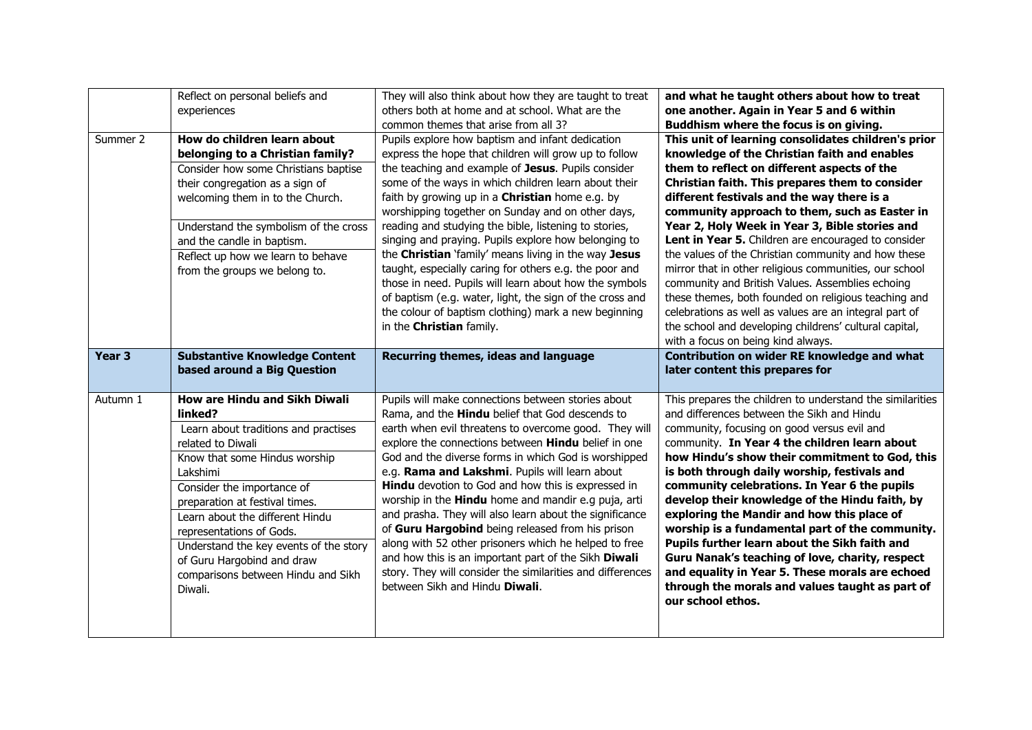| | | | |
|---|---|---|---|
| | Reflect on personal beliefs and experiences | They will also think about how they are taught to treat others both at home and at school. What are the common themes that arise from all 3? | **and what he taught others about how to treat one another. Again in Year 5 and 6 within Buddhism where the focus is on giving.** |
| Summer 2 | **How do children learn about belonging to a Christian family?** Consider how some Christians baptise their congregation as a sign of welcoming them in to the Church. Understand the symbolism of the cross and the candle in baptism. Reflect up how we learn to behave from the groups we belong to. | Pupils explore how baptism and infant dedication express the hope that children will grow up to follow the teaching and example of **Jesus**. Pupils consider some of the ways in which children learn about their faith by growing up in a **Christian** home e.g. by worshipping together on Sunday and on other days, reading and studying the bible, listening to stories, singing and praying. Pupils explore how belonging to the **Christian** 'family' means living in the way **Jesus** taught, especially caring for others e.g. the poor and those in need. Pupils will learn about how the symbols of baptism (e.g. water, light, the sign of the cross and the colour of baptism clothing) mark a new beginning in the **Christian** family. | **This unit of learning consolidates children's prior knowledge of the Christian faith and enables them to reflect on different aspects of the Christian faith. This prepares them to consider different festivals and the way there is a community approach to them, such as Easter in Year 2, Holy Week in Year 3, Bible stories and Lent in Year 5.** Children are encouraged to consider the values of the Christian community and how these mirror that in other religious communities, our school community and British Values. Assemblies echoing these themes, both founded on religious teaching and celebrations as well as values are an integral part of the school and developing childrens' cultural capital, with a focus on being kind always. |
| **Year 3** | **Substantive Knowledge Content based around a Big Question** | **Recurring themes, ideas and language** | **Contribution on wider RE knowledge and what later content this prepares for** |
| Autumn 1 | **How are Hindu and Sikh Diwali linked?** Learn about traditions and practises related to Diwali. Know that some Hindus worship Lakshimi. Consider the importance of preparation at festival times. Learn about the different Hindu representations of Gods. Understand the key events of the story of Guru Hargobind and draw comparisons between Hindu and Sikh Diwali. | Pupils will make connections between stories about Rama, and the **Hindu** belief that God descends to earth when evil threatens to overcome good. They will explore the connections between **Hindu** belief in one God and the diverse forms in which God is worshipped e.g. **Rama and Lakshmi**. Pupils will learn about **Hindu** devotion to God and how this is expressed in worship in the **Hindu** home and mandir e.g puja, arti and prasha. They will also learn about the significance of **Guru Hargobind** being released from his prison along with 52 other prisoners which he helped to free and how this is an important part of the Sikh **Diwali** story. They will consider the similarities and differences between Sikh and Hindu **Diwali**. | This prepares the children to understand the similarities and differences between the Sikh and Hindu community, focusing on good versus evil and community. **In Year 4 the children learn about how Hindu's show their commitment to God, this is both through daily worship, festivals and community celebrations. In Year 6 the pupils develop their knowledge of the Hindu faith, by exploring the Mandir and how this place of worship is a fundamental part of the community. Pupils further learn about the Sikh faith and Guru Nanak's teaching of love, charity, respect and equality in Year 5. These morals are echoed through the morals and values taught as part of our school ethos.** |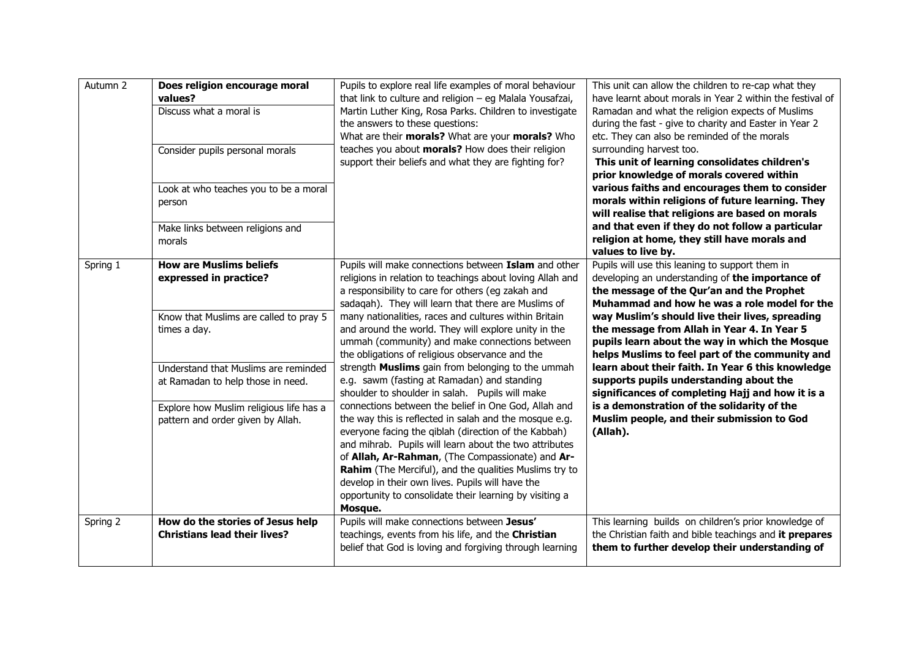| | | | |
|---|---|---|---|
| Autumn 2 | **Does religion encourage moral values?**<br>Discuss what a moral is<br><br>Consider pupils personal morals<br><br>Look at who teaches you to be a moral person<br><br>Make links between religions and morals | Pupils to explore real life examples of moral behaviour that link to culture and religion – eg Malala Yousafzai, Martin Luther King, Rosa Parks. Children to investigate the answers to these questions:<br>What are their **morals?** What are your **morals?** Who teaches you about **morals?** How does their religion support their beliefs and what they are fighting for? | This unit can allow the children to re-cap what they have learnt about morals in Year 2 within the festival of Ramadan and what the religion expects of Muslims during the fast - give to charity and Easter in Year 2 etc. They can also be reminded of the morals surrounding harvest too.<br>**This unit of learning consolidates children's prior knowledge of morals covered within various faiths and encourages them to consider morals within religions of future learning. They will realise that religions are based on morals and that even if they do not follow a particular religion at home, they still have morals and values to live by.** |
| Spring 1 | **How are Muslims beliefs expressed in practice?**<br><br>Know that Muslims are called to pray 5 times a day.<br><br>Understand that Muslims are reminded at Ramadan to help those in need.<br><br>Explore how Muslim religious life has a pattern and order given by Allah. | Pupils will make connections between **Islam** and other religions in relation to teachings about loving Allah and a responsibility to care for others (eg zakah and sadaqah). They will learn that there are Muslims of many nationalities, races and cultures within Britain and around the world. They will explore unity in the ummah (community) and make connections between the obligations of religious observance and the strength **Muslims** gain from belonging to the ummah e.g. sawm (fasting at Ramadan) and standing shoulder to shoulder in salah. Pupils will make connections between the belief in One God, Allah and the way this is reflected in salah and the mosque e.g. everyone facing the qiblah (direction of the Kabbah) and mihrab. Pupils will learn about the two attributes of **Allah, Ar-Rahman**, (The Compassionate) and **Ar-Rahim** (The Merciful), and the qualities Muslims try to develop in their own lives. Pupils will have the opportunity to consolidate their learning by visiting a **Mosque.** | Pupils will use this leaning to support them in developing an understanding of **the importance of the message of the Qur'an and the Prophet Muhammad and how he was a role model for the way Muslim's should live their lives, spreading the message from Allah in Year 4. In Year 5 pupils learn about the way in which the Mosque helps Muslims to feel part of the community and learn about their faith. In Year 6 this knowledge supports pupils understanding about the significances of completing Hajj and how it is a is a demonstration of the solidarity of the Muslim people, and their submission to God (Allah).** |
| Spring 2 | **How do the stories of Jesus help Christians lead their lives?** | Pupils will make connections between **Jesus'** teachings, events from his life, and the **Christian** belief that God is loving and forgiving through learning | This learning builds on children's prior knowledge of the Christian faith and bible teachings and **it prepares them to further develop their understanding of** |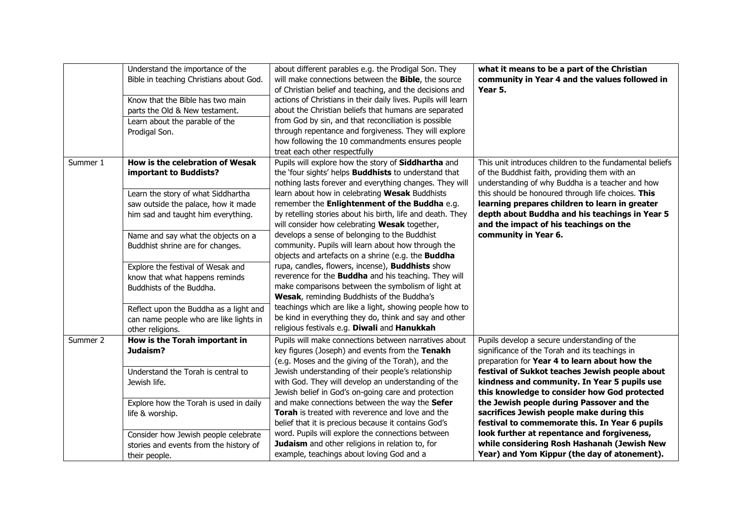| | | | |
|---|---|---|---|
| | Understand the importance of the Bible in teaching Christians about God.<br><br>Know that the Bible has two main parts the Old & New testament.<br><br>Learn about the parable of the Prodigal Son. | about different parables e.g. the Prodigal Son. They will make connections between the **Bible**, the source of Christian belief and teaching, and the decisions and actions of Christians in their daily lives. Pupils will learn about the Christian beliefs that humans are separated from God by sin, and that reconciliation is possible through repentance and forgiveness. They will explore how following the 10 commandments ensures people treat each other respectfully | **what it means to be a part of the Christian community in Year 4 and the values followed in Year 5.** |
| Summer 1 | **How is the celebration of Wesak important to Buddists?**<br><br>Learn the story of what Siddhartha saw outside the palace, how it made him sad and taught him everything.<br><br>Name and say what the objects on a Buddhist shrine are for changes.<br><br>Explore the festival of Wesak and know that what happens reminds Buddhists of the Buddha.<br><br>Reflect upon the Buddha as a light and can name people who are like lights in other religions. | Pupils will explore how the story of **Siddhartha** and the 'four sights' helps **Buddhists** to understand that nothing lasts forever and everything changes. They will learn about how in celebrating **Wesak** Buddhists remember the **Enlightenment of the Buddha** e.g. by retelling stories about his birth, life and death. They will consider how celebrating **Wesak** together, develops a sense of belonging to the Buddhist community. Pupils will learn about how through the objects and artefacts on a shrine (e.g. the **Buddha** rupa, candles, flowers, incense), **Buddhists** show reverence for the **Buddha** and his teaching. They will make comparisons between the symbolism of light at **Wesak**, reminding Buddhists of the Buddha's teachings which are like a light, showing people how to be kind in everything they do, think and say and other religious festivals e.g. **Diwali** and **Hanukkah** | This unit introduces children to the fundamental beliefs of the Buddhist faith, providing them with an understanding of why Buddha is a teacher and how this should be honoured through life choices. **This learning prepares children to learn in greater depth about Buddha and his teachings in Year 5 and the impact of his teachings on the community in Year 6.** |
| Summer 2 | **How is the Torah important in Judaism?**<br><br>Understand the Torah is central to Jewish life.<br><br>Explore how the Torah is used in daily life & worship.<br><br>Consider how Jewish people celebrate stories and events from the history of their people. | Pupils will make connections between narratives about key figures (Joseph) and events from the **Tenakh** (e.g. Moses and the giving of the Torah), and the Jewish understanding of their people's relationship with God. They will develop an understanding of the Jewish belief in God's on-going care and protection and make connections between the way the **Sefer Torah** is treated with reverence and love and the belief that it is precious because it contains God's word. Pupils will explore the connections between **Judaism** and other religions in relation to, for example, teachings about loving God and a | Pupils develop a secure understanding of the significance of the Torah and its teachings in preparation for **Year 4 to learn about how the festival of Sukkot teaches Jewish people about kindness and community. In Year 5 pupils use this knowledge to consider how God protected the Jewish people during Passover and the sacrifices Jewish people make during this festival to commemorate this. In Year 6 pupils look further at repentance and forgiveness, while considering Rosh Hashanah (Jewish New Year) and Yom Kippur (the day of atonement).** |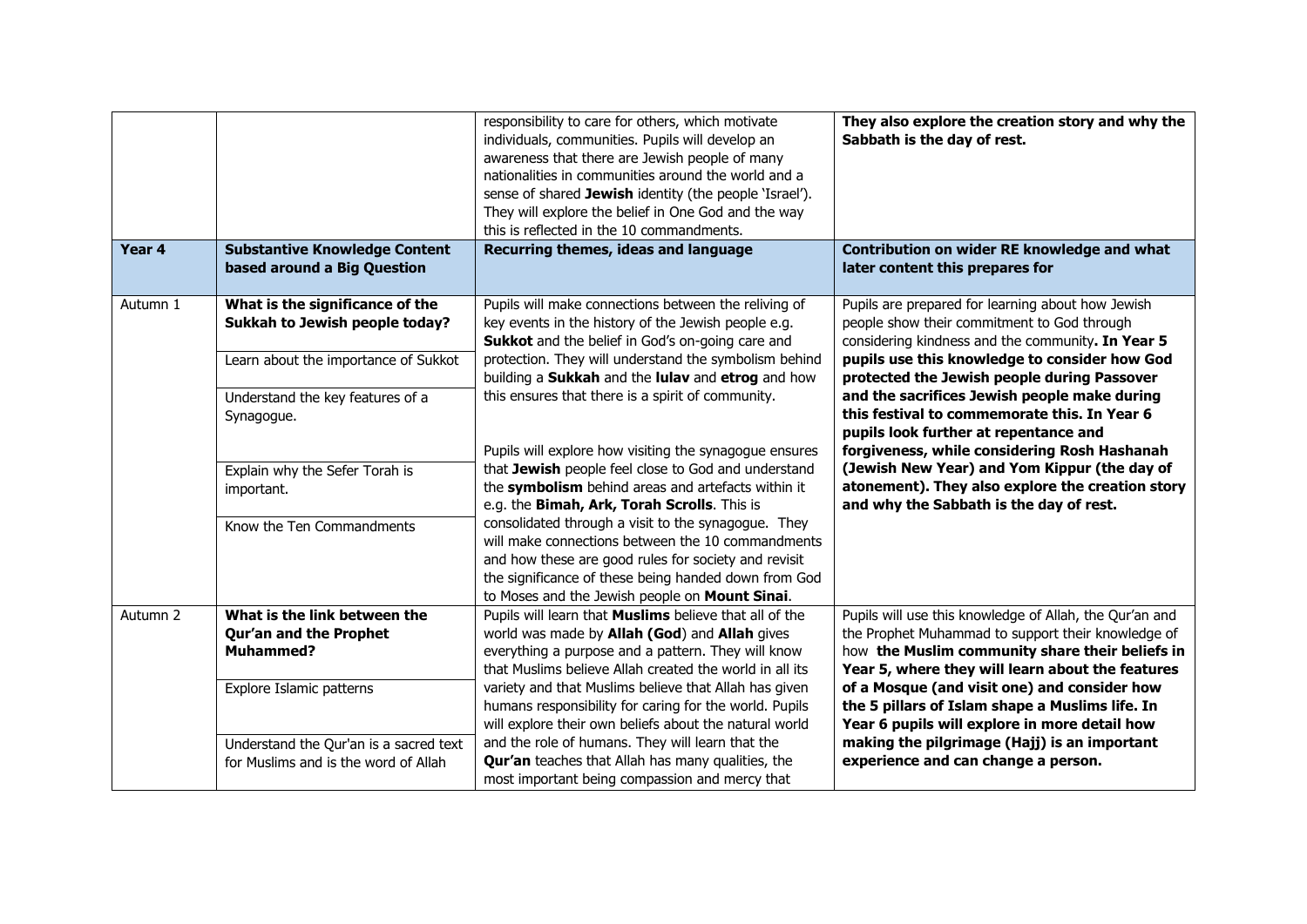|  |  | responsibility to care for others, which motivate individuals, communities. Pupils will develop an awareness that there are Jewish people of many nationalities in communities around the world and a sense of shared **Jewish** identity (the people 'Israel'). They will explore the belief in One God and the way this is reflected in the 10 commandments. | **They also explore the creation story and why the Sabbath is the day of rest.** |
|---|---|---|---|
| **Year 4** | **Substantive Knowledge Content based around a Big Question** | **Recurring themes, ideas and language** | **Contribution on wider RE knowledge and what later content this prepares for** |
| Autumn 1 | **What is the significance of the Sukkah to Jewish people today?**<br><br>Learn about the importance of Sukkot<br><br>Understand the key features of a Synagogue.<br><br>Explain why the Sefer Torah is important.<br><br>Know the Ten Commandments | Pupils will make connections between the reliving of key events in the history of the Jewish people e.g. **Sukkot** and the belief in God's on-going care and protection. They will understand the symbolism behind building a **Sukkah** and the **lulav** and **etrog** and how this ensures that there is a spirit of community.<br><br>Pupils will explore how visiting the synagogue ensures that **Jewish** people feel close to God and understand the **symbolism** behind areas and artefacts within it e.g. the **Bimah, Ark, Torah Scrolls**. This is consolidated through a visit to the synagogue. They will make connections between the 10 commandments and how these are good rules for society and revisit the significance of these being handed down from God to Moses and the Jewish people on **Mount Sinai**. | Pupils are prepared for learning about how Jewish people show their commitment to God through considering kindness and the community**. In Year 5 pupils use this knowledge to consider how God protected the Jewish people during Passover and the sacrifices Jewish people make during this festival to commemorate this. In Year 6 pupils look further at repentance and forgiveness, while considering Rosh Hashanah (Jewish New Year) and Yom Kippur (the day of atonement). They also explore the creation story and why the Sabbath is the day of rest.** |
| Autumn 2 | **What is the link between the Qur'an and the Prophet Muhammed?**<br><br>Explore Islamic patterns<br><br>Understand the Qur'an is a sacred text for Muslims and is the word of Allah | Pupils will learn that **Muslims** believe that all of the world was made by **Allah (God**) and **Allah** gives everything a purpose and a pattern. They will know that Muslims believe Allah created the world in all its variety and that Muslims believe that Allah has given humans responsibility for caring for the world. Pupils will explore their own beliefs about the natural world and the role of humans. They will learn that the **Qur'an** teaches that Allah has many qualities, the most important being compassion and mercy that | Pupils will use this knowledge of Allah, the Qur'an and the Prophet Muhammad to support their knowledge of how **the Muslim community share their beliefs in Year 5, where they will learn about the features of a Mosque (and visit one) and consider how the 5 pillars of Islam shape a Muslims life. In Year 6 pupils will explore in more detail how making the pilgrimage (Hajj) is an important experience and can change a person.** |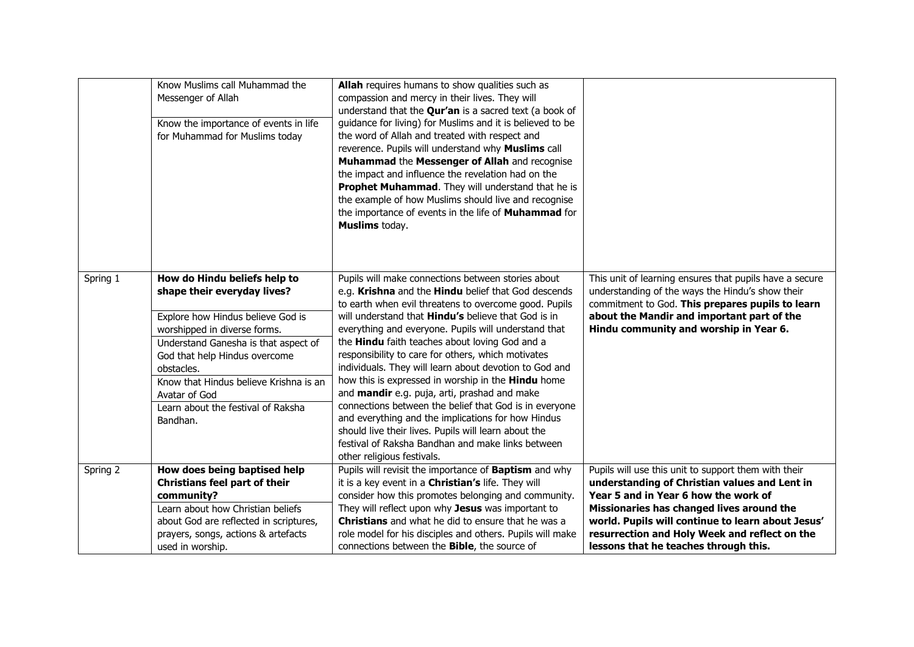| | | | |
|---|---|---|---|
| | Know Muslims call Muhammad the Messenger of Allah<br><br>Know the importance of events in life for Muhammad for Muslims today | **Allah** requires humans to show qualities such as compassion and mercy in their lives. They will understand that the **Qur'an** is a sacred text (a book of guidance for living) for Muslims and it is believed to be the word of Allah and treated with respect and reverence. Pupils will understand why **Muslims** call **Muhammad** the **Messenger of Allah** and recognise the impact and influence the revelation had on the **Prophet Muhammad**. They will understand that he is the example of how Muslims should live and recognise the importance of events in the life of **Muhammad** for **Muslims** today. | |
| Spring 1 | **How do Hindu beliefs help to shape their everyday lives?**<br><br>Explore how Hindus believe God is worshipped in diverse forms.<br>Understand Ganesha is that aspect of God that help Hindus overcome obstacles.<br>Know that Hindus believe Krishna is an Avatar of God<br>Learn about the festival of Raksha Bandhan. | Pupils will make connections between stories about e.g. **Krishna** and the **Hindu** belief that God descends to earth when evil threatens to overcome good. Pupils will understand that **Hindu's** believe that God is in everything and everyone. Pupils will understand that the **Hindu** faith teaches about loving God and a responsibility to care for others, which motivates individuals. They will learn about devotion to God and how this is expressed in worship in the **Hindu** home and **mandir** e.g. puja, arti, prashad and make connections between the belief that God is in everyone and everything and the implications for how Hindus should live their lives. Pupils will learn about the festival of Raksha Bandhan and make links between other religious festivals. | This unit of learning ensures that pupils have a secure understanding of the ways the Hindu's show their commitment to God. **This prepares pupils to learn about the Mandir and important part of the Hindu community and worship in Year 6.** |
| Spring 2 | **How does being baptised help Christians feel part of their community?**<br>Learn about how Christian beliefs about God are reflected in scriptures, prayers, songs, actions & artefacts used in worship. | Pupils will revisit the importance of **Baptism** and why it is a key event in a **Christian's** life. They will consider how this promotes belonging and community. They will reflect upon why **Jesus** was important to **Christians** and what he did to ensure that he was a role model for his disciples and others. Pupils will make connections between the **Bible**, the source of | Pupils will use this unit to support them with their **understanding of Christian values and Lent in Year 5 and in Year 6 how the work of Missionaries has changed lives around the world. Pupils will continue to learn about Jesus' resurrection and Holy Week and reflect on the lessons that he teaches through this.** |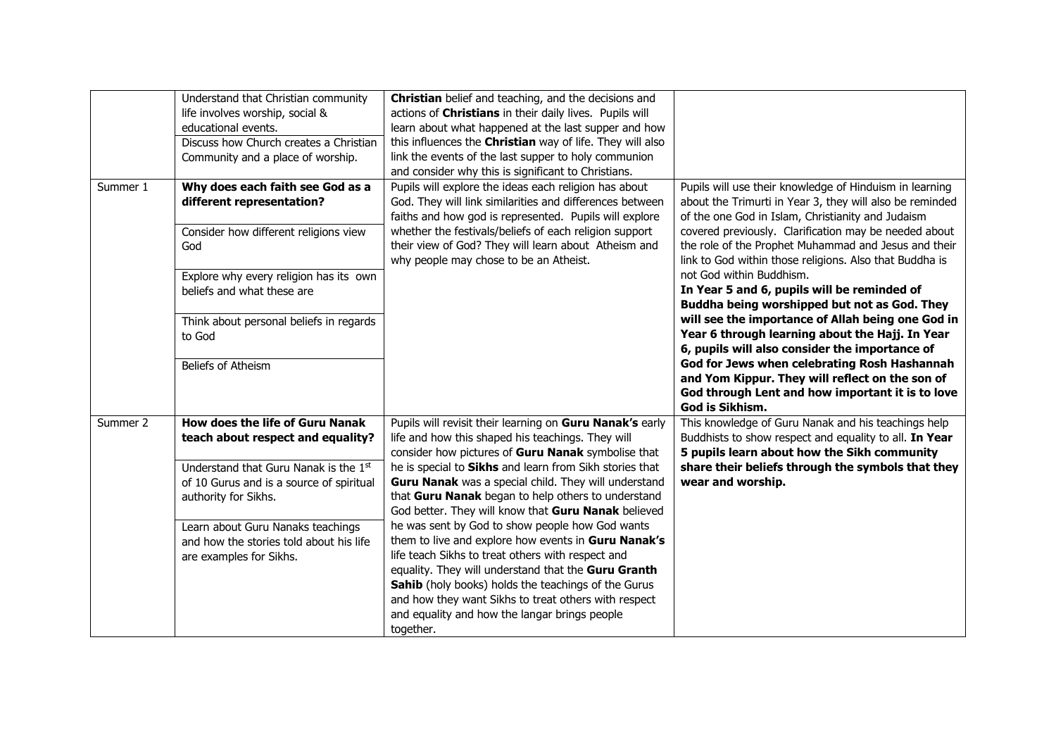| | | | |
|---|---|---|---|
| | Understand that Christian community life involves worship, social & educational events.<br>Discuss how Church creates a Christian Community and a place of worship. | **Christian** belief and teaching, and the decisions and actions of **Christians** in their daily lives. Pupils will learn about what happened at the last supper and how this influences the **Christian** way of life. They will also link the events of the last supper to holy communion and consider why this is significant to Christians. | |
| Summer 1 | **Why does each faith see God as a different representation?**<br>Consider how different religions view God<br>Explore why every religion has its own beliefs and what these are<br>Think about personal beliefs in regards to God<br>Beliefs of Atheism | Pupils will explore the ideas each religion has about God. They will link similarities and differences between faiths and how god is represented. Pupils will explore whether the festivals/beliefs of each religion support their view of God? They will learn about Atheism and why people may chose to be an Atheist. | Pupils will use their knowledge of Hinduism in learning about the Trimurti in Year 3, they will also be reminded of the one God in Islam, Christianity and Judaism covered previously. Clarification may be needed about the role of the Prophet Muhammad and Jesus and their link to God within those religions. Also that Buddha is not God within Buddhism.<br>**In Year 5 and 6, pupils will be reminded of Buddha being worshipped but not as God. They will see the importance of Allah being one God in Year 6 through learning about the Hajj. In Year 6, pupils will also consider the importance of God for Jews when celebrating Rosh Hashannah and Yom Kippur. They will reflect on the son of God through Lent and how important it is to love God is Sikhism.** |
| Summer 2 | **How does the life of Guru Nanak teach about respect and equality?**<br>Understand that Guru Nanak is the 1st of 10 Gurus and is a source of spiritual authority for Sikhs.<br>Learn about Guru Nanaks teachings and how the stories told about his life are examples for Sikhs. | Pupils will revisit their learning on **Guru Nanak's** early life and how this shaped his teachings. They will consider how pictures of **Guru Nanak** symbolise that he is special to **Sikhs** and learn from Sikh stories that **Guru Nanak** was a special child. They will understand that **Guru Nanak** began to help others to understand God better. They will know that **Guru Nanak** believed he was sent by God to show people how God wants them to live and explore how events in **Guru Nanak's** life teach Sikhs to treat others with respect and equality. They will understand that the **Guru Granth Sahib** (holy books) holds the teachings of the Gurus and how they want Sikhs to treat others with respect and equality and how the langar brings people together. | This knowledge of Guru Nanak and his teachings help Buddhists to show respect and equality to all. **In Year 5 pupils learn about how the Sikh community share their beliefs through the symbols that they wear and worship.** |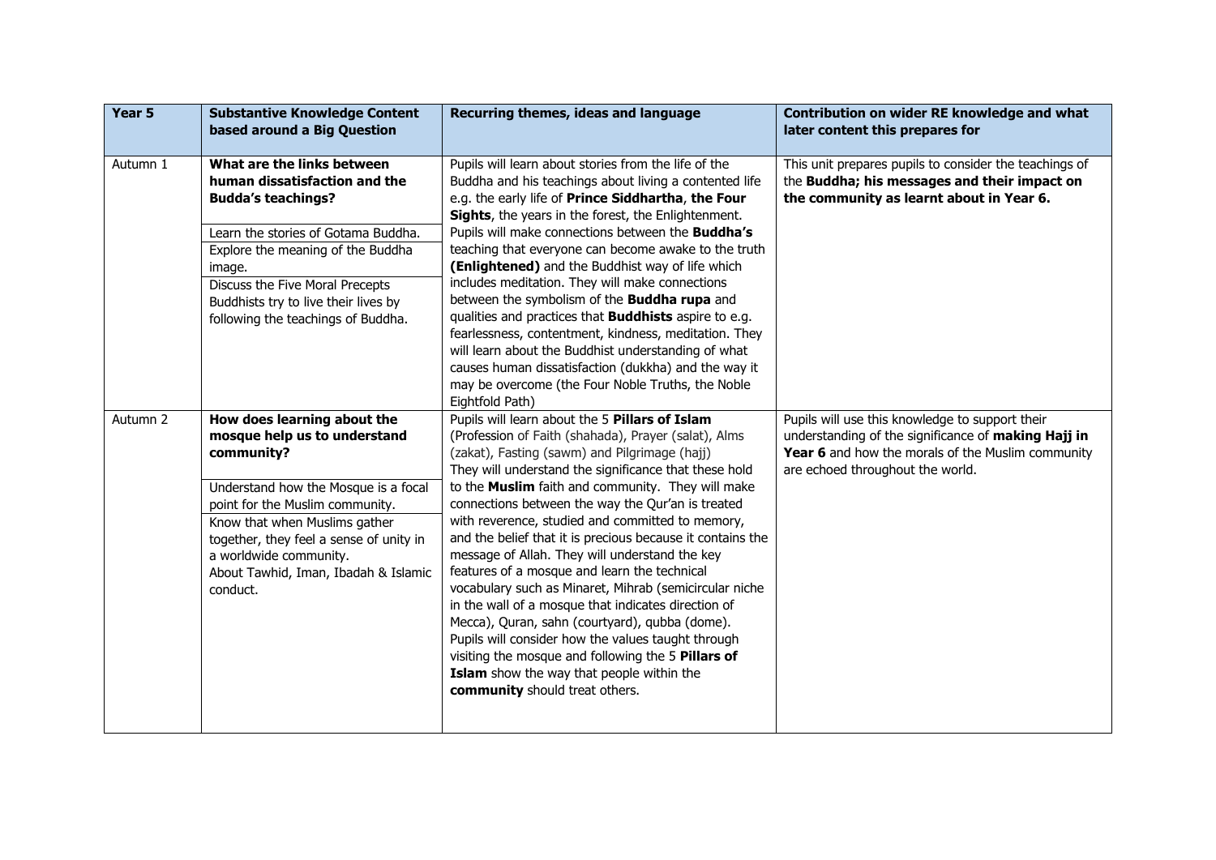| Year 5 | Substantive Knowledge Content based around a Big Question | Recurring themes, ideas and language | Contribution on wider RE knowledge and what later content this prepares for |
|---|---|---|---|
| Autumn 1 | **What are the links between human dissatisfaction and the Budda's teachings?**<br><br>Learn the stories of Gotama Buddha.<br>Explore the meaning of the Buddha image.<br>Discuss the Five Moral Precepts Buddhists try to live their lives by following the teachings of Buddha. | Pupils will learn about stories from the life of the Buddha and his teachings about living a contented life e.g. the early life of **Prince Siddhartha**, **the Four Sights**, the years in the forest, the Enlightenment. Pupils will make connections between the **Buddha's** teaching that everyone can become awake to the truth **(Enlightened)** and the Buddhist way of life which includes meditation. They will make connections between the symbolism of the **Buddha rupa** and qualities and practices that **Buddhists** aspire to e.g. fearlessness, contentment, kindness, meditation. They will learn about the Buddhist understanding of what causes human dissatisfaction (dukkha) and the way it may be overcome (the Four Noble Truths, the Noble Eightfold Path) | This unit prepares pupils to consider the teachings of the **Buddha; his messages and their impact on the community as learnt about in Year 6.** |
| Autumn 2 | **How does learning about the mosque help us to understand community?**<br><br>Understand how the Mosque is a focal point for the Muslim community.<br>Know that when Muslims gather together, they feel a sense of unity in a worldwide community.<br>About Tawhid, Iman, Ibadah & Islamic conduct. | Pupils will learn about the 5 **Pillars of Islam** (Profession of Faith (shahada), Prayer (salat), Alms (zakat), Fasting (sawm) and Pilgrimage (hajj) They will understand the significance that these hold to the **Muslim** faith and community. They will make connections between the way the Qur'an is treated with reverence, studied and committed to memory, and the belief that it is precious because it contains the message of Allah. They will understand the key features of a mosque and learn the technical vocabulary such as Minaret, Mihrab (semicircular niche in the wall of a mosque that indicates direction of Mecca), Quran, sahn (courtyard), qubba (dome). Pupils will consider how the values taught through visiting the mosque and following the 5 **Pillars of Islam** show the way that people within the **community** should treat others. | Pupils will use this knowledge to support their understanding of the significance of **making Hajj in Year 6** and how the morals of the Muslim community are echoed throughout the world. |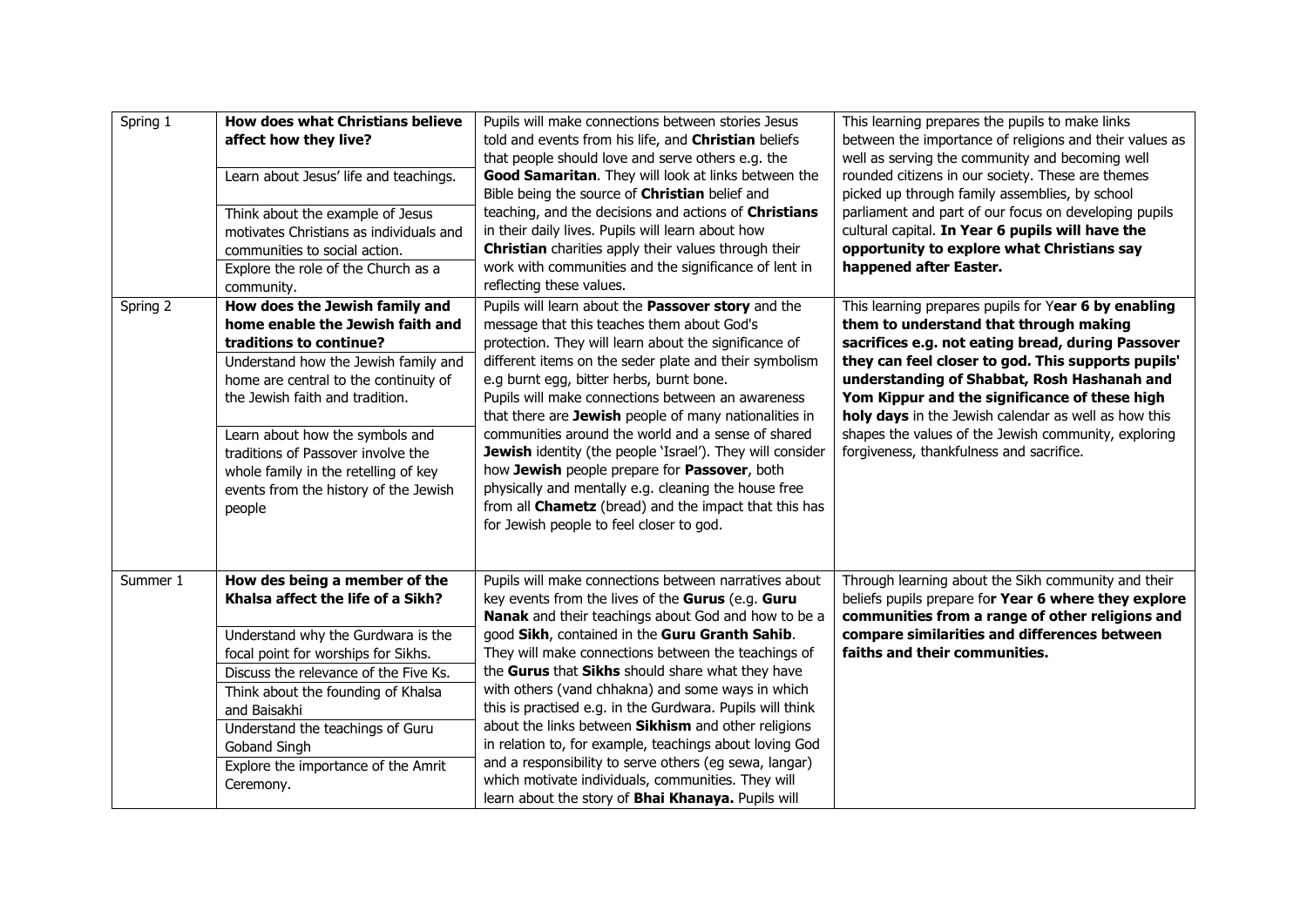| Spring 1 | **How does what Christians believe affect how they live?**<br><br>Learn about Jesus' life and teachings.<br><br>Think about the example of Jesus motivates Christians as individuals and communities to social action.<br><br>Explore the role of the Church as a community. | Pupils will make connections between stories Jesus told and events from his life, and **Christian** beliefs that people should love and serve others e.g. the **Good Samaritan**. They will look at links between the Bible being the source of **Christian** belief and teaching, and the decisions and actions of **Christians** in their daily lives. Pupils will learn about how **Christian** charities apply their values through their work with communities and the significance of lent in reflecting these values. | This learning prepares the pupils to make links between the importance of religions and their values as well as serving the community and becoming well rounded citizens in our society. These are themes picked up through family assemblies, by school parliament and part of our focus on developing pupils cultural capital. **In Year 6 pupils will have the opportunity to explore what Christians say happened after Easter.** |
|---|---|---|---|
| Spring 2 | **How does the Jewish family and home enable the Jewish faith and traditions to continue?**<br><br>Understand how the Jewish family and home are central to the continuity of the Jewish faith and tradition.<br><br>Learn about how the symbols and traditions of Passover involve the whole family in the retelling of key events from the history of the Jewish people | Pupils will learn about the **Passover story** and the message that this teaches them about God's protection. They will learn about the significance of different items on the seder plate and their symbolism e.g burnt egg, bitter herbs, burnt bone.<br>Pupils will make connections between an awareness that there are **Jewish** people of many nationalities in communities around the world and a sense of shared **Jewish** identity (the people 'Israel'). They will consider how **Jewish** people prepare for **Passover**, both physically and mentally e.g. cleaning the house free from all **Chametz** (bread) and the impact that this has for Jewish people to feel closer to god. | This learning prepares pupils for Y**ear 6 by enabling them to understand that through making sacrifices e.g. not eating bread, during Passover they can feel closer to god. This supports pupils' understanding of Shabbat, Rosh Hashanah and Yom Kippur and the significance of these high holy days** in the Jewish calendar as well as how this shapes the values of the Jewish community, exploring forgiveness, thankfulness and sacrifice. |
| Summer 1 | **How des being a member of the Khalsa affect the life of a Sikh?**<br><br>Understand why the Gurdwara is the focal point for worships for Sikhs.<br><br>Discuss the relevance of the Five Ks.<br><br>Think about the founding of Khalsa and Baisakhi<br><br>Understand the teachings of Guru Goband Singh<br><br>Explore the importance of the Amrit Ceremony. | Pupils will make connections between narratives about key events from the lives of the **Gurus** (e.g. **Guru Nanak** and their teachings about God and how to be a good **Sikh**, contained in the **Guru Granth Sahib**. They will make connections between the teachings of the **Gurus** that **Sikhs** should share what they have with others (vand chhakna) and some ways in which this is practised e.g. in the Gurdwara. Pupils will think about the links between **Sikhism** and other religions in relation to, for example, teachings about loving God and a responsibility to serve others (eg sewa, langar) which motivate individuals, communities. They will learn about the story of **Bhai Khanaya.** Pupils will | Through learning about the Sikh community and their beliefs pupils prepare fo**r Year 6 where they explore communities from a range of other religions and compare similarities and differences between faiths and their communities.** |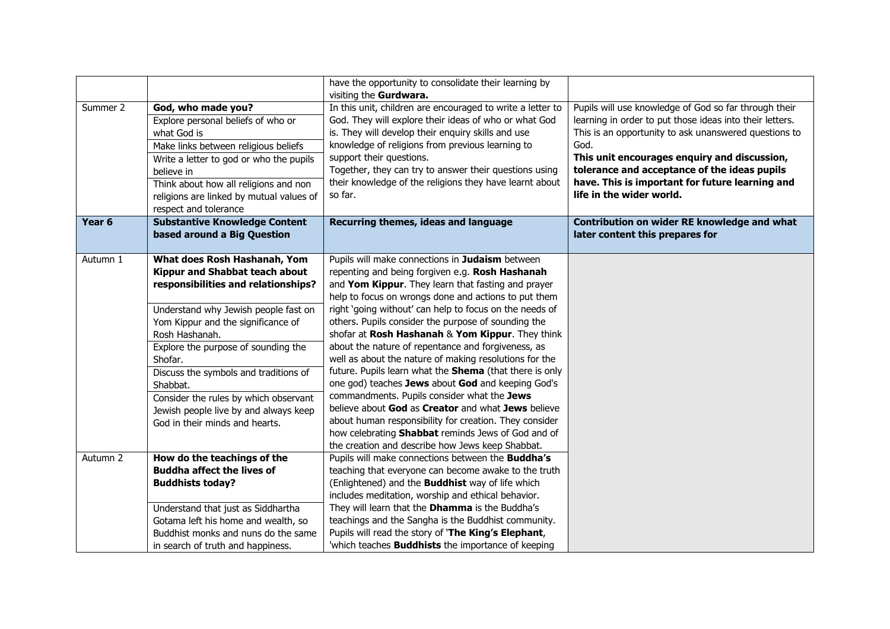| | | have the opportunity to consolidate their learning by visiting the **Gurdwara.** | |
|---|---|---|---|
| Summer 2 | **God, who made you?**<br>Explore personal beliefs of who or what God is<br>Make links between religious beliefs<br>Write a letter to god or who the pupils believe in<br>Think about how all religions and non religions are linked by mutual values of respect and tolerance | In this unit, children are encouraged to write a letter to God. They will explore their ideas of who or what God is. They will develop their enquiry skills and use knowledge of religions from previous learning to support their questions.<br>Together, they can try to answer their questions using their knowledge of the religions they have learnt about so far. | Pupils will use knowledge of God so far through their learning in order to put those ideas into their letters. This is an opportunity to ask unanswered questions to God.<br>**This unit encourages enquiry and discussion, tolerance and acceptance of the ideas pupils have. This is important for future learning and life in the wider world.** |
| **Year 6** | **Substantive Knowledge Content based around a Big Question** | **Recurring themes, ideas and language** | **Contribution on wider RE knowledge and what later content this prepares for** |
| Autumn 1 | **What does Rosh Hashanah, Yom Kippur and Shabbat teach about responsibilities and relationships?**<br>Understand why Jewish people fast on Yom Kippur and the significance of Rosh Hashanah.<br>Explore the purpose of sounding the Shofar.<br>Discuss the symbols and traditions of Shabbat.<br>Consider the rules by which observant Jewish people live by and always keep God in their minds and hearts. | Pupils will make connections in **Judaism** between repenting and being forgiven e.g. **Rosh Hashanah** and **Yom Kippur**. They learn that fasting and prayer help to focus on wrongs done and actions to put them right 'going without' can help to focus on the needs of others. Pupils consider the purpose of sounding the shofar at **Rosh Hashanah** & **Yom Kippur**. They think about the nature of repentance and forgiveness, as well as about the nature of making resolutions for the future. Pupils learn what the **Shema** (that there is only one god) teaches **Jews** about **God** and keeping God's commandments. Pupils consider what the **Jews** believe about **God** as **Creator** and what **Jews** believe about human responsibility for creation. They consider how celebrating **Shabbat** reminds Jews of God and of the creation and describe how Jews keep Shabbat. | |
| Autumn 2 | **How do the teachings of the Buddha affect the lives of Buddhists today?**<br>Understand that just as Siddhartha Gotama left his home and wealth, so Buddhist monks and nuns do the same in search of truth and happiness. | Pupils will make connections between the **Buddha's** teaching that everyone can become awake to the truth (Enlightened) and the **Buddhist** way of life which includes meditation, worship and ethical behavior. They will learn that the **Dhamma** is the Buddha's teachings and the Sangha is the Buddhist community. Pupils will read the story of '**The King's Elephant**, 'which teaches **Buddhists** the importance of keeping | |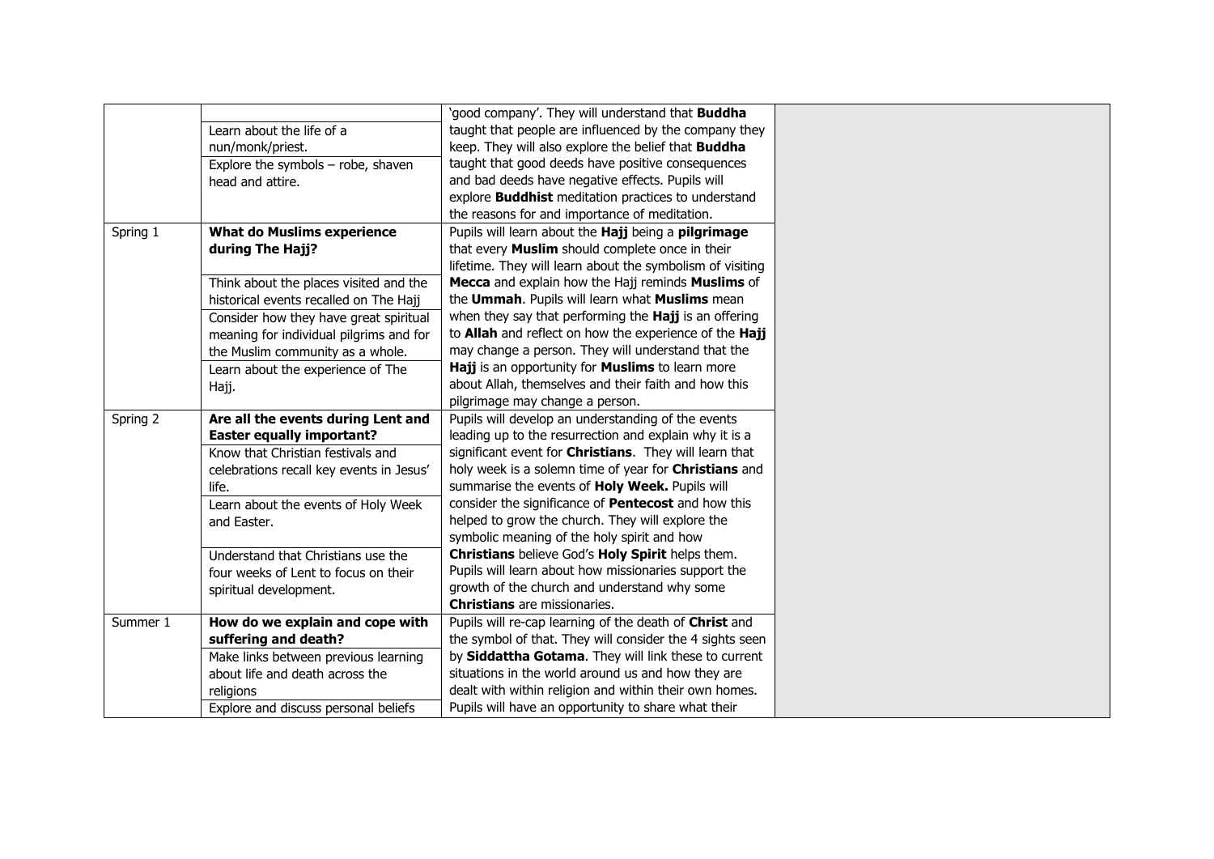| | | | |
|---|---|---|---|
| | Learn about the life of a nun/monk/priest.<br>Explore the symbols – robe, shaven head and attire. | 'good company'. They will understand that **Buddha** taught that people are influenced by the company they keep. They will also explore the belief that **Buddha** taught that good deeds have positive consequences and bad deeds have negative effects. Pupils will explore **Buddhist** meditation practices to understand the reasons for and importance of meditation. | |
| Spring 1 | **What do Muslims experience during The Hajj?**<br>Think about the places visited and the historical events recalled on The Hajj<br>Consider how they have great spiritual meaning for individual pilgrims and for the Muslim community as a whole.<br>Learn about the experience of The Hajj. | Pupils will learn about the **Hajj** being a **pilgrimage** that every **Muslim** should complete once in their lifetime. They will learn about the symbolism of visiting **Mecca** and explain how the Hajj reminds **Muslims** of the **Ummah**. Pupils will learn what **Muslims** mean when they say that performing the **Hajj** is an offering to **Allah** and reflect on how the experience of the **Hajj** may change a person. They will understand that the **Hajj** is an opportunity for **Muslims** to learn more about Allah, themselves and their faith and how this pilgrimage may change a person. | |
| Spring 2 | **Are all the events during Lent and Easter equally important?**<br>Know that Christian festivals and celebrations recall key events in Jesus' life.<br>Learn about the events of Holy Week and Easter.<br>Understand that Christians use the four weeks of Lent to focus on their spiritual development. | Pupils will develop an understanding of the events leading up to the resurrection and explain why it is a significant event for **Christians**. They will learn that holy week is a solemn time of year for **Christians** and summarise the events of **Holy Week.** Pupils will consider the significance of **Pentecost** and how this helped to grow the church. They will explore the symbolic meaning of the holy spirit and how **Christians** believe God's **Holy Spirit** helps them. Pupils will learn about how missionaries support the growth of the church and understand why some **Christians** are missionaries. | |
| Summer 1 | **How do we explain and cope with suffering and death?**<br>Make links between previous learning about life and death across the religions<br>Explore and discuss personal beliefs | Pupils will re-cap learning of the death of **Christ** and the symbol of that. They will consider the 4 sights seen by **Siddattha Gotama**. They will link these to current situations in the world around us and how they are dealt with within religion and within their own homes. Pupils will have an opportunity to share what their | |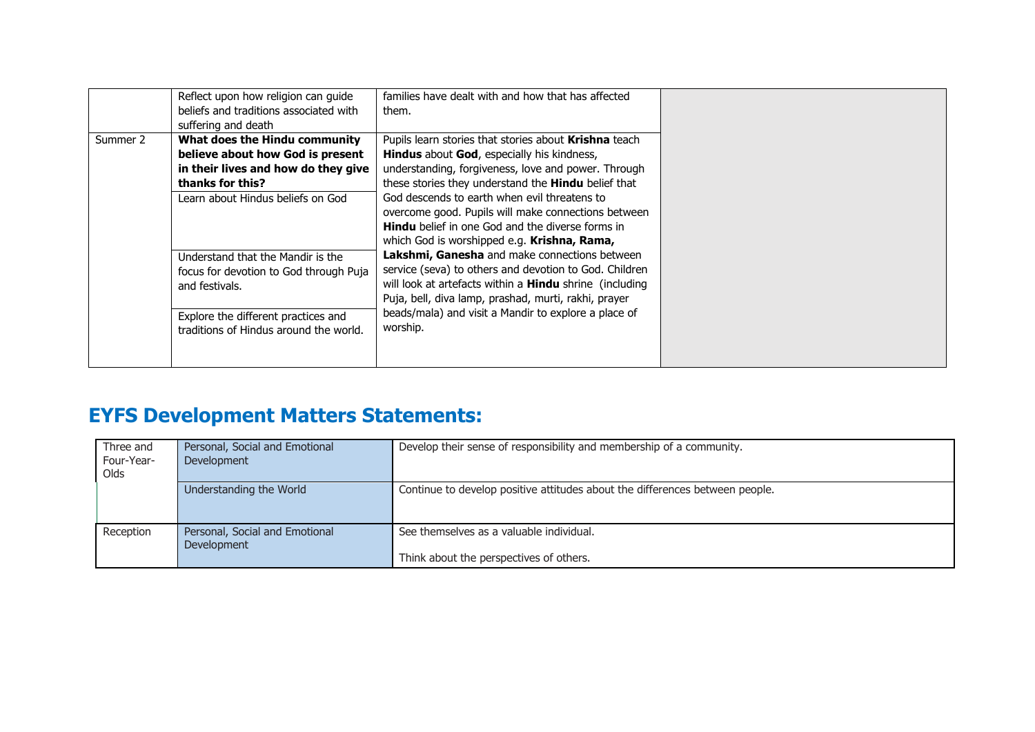|  |  |  |  |
|---|---|---|---|
|  | Reflect upon how religion can guide beliefs and traditions associated with suffering and death | families have dealt with and how that has affected them. |  |
| Summer 2 | **What does the Hindu community believe about how God is present in their lives and how do they give thanks for this?**<br><br>Learn about Hindus beliefs on God<br><br>Understand that the Mandir is the focus for devotion to God through Puja and festivals.<br><br>Explore the different practices and traditions of Hindus around the world. | Pupils learn stories that stories about **Krishna** teach **Hindus** about **God**, especially his kindness, understanding, forgiveness, love and power. Through these stories they understand the **Hindu** belief that God descends to earth when evil threatens to overcome good. Pupils will make connections between **Hindu** belief in one God and the diverse forms in which God is worshipped e.g. **Krishna, Rama, Lakshmi, Ganesha** and make connections between service (seva) to others and devotion to God. Children will look at artefacts within a **Hindu** shrine (including Puja, bell, diva lamp, prashad, murti, rakhi, prayer beads/mala) and visit a Mandir to explore a place of worship. |  |

## EYFS Development Matters Statements:

|  |  |  |
|---|---|---|
| Three and Four-Year-Olds | Personal, Social and Emotional Development | Develop their sense of responsibility and membership of a community. |
|  | Understanding the World | Continue to develop positive attitudes about the differences between people. |
| Reception | Personal, Social and Emotional Development | See themselves as a valuable individual.<br><br>Think about the perspectives of others. |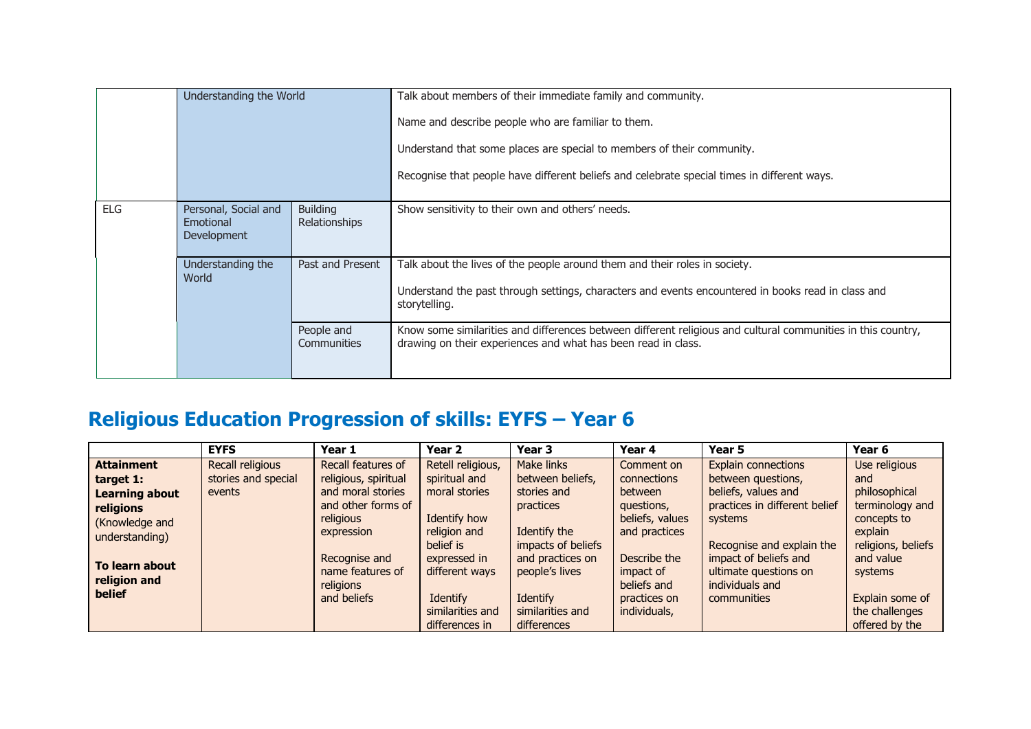| | | | |
|---|---|---|---|
| | Understanding the World | | Talk about members of their immediate family and community.<br><br>Name and describe people who are familiar to them.<br><br>Understand that some places are special to members of their community.<br><br>Recognise that people have different beliefs and celebrate special times in different ways. |
| ELG | Personal, Social and Emotional Development | Building Relationships | Show sensitivity to their own and others' needs. |
| | Understanding the World | Past and Present | Talk about the lives of the people around them and their roles in society.<br><br>Understand the past through settings, characters and events encountered in books read in class and storytelling. |
| | | People and Communities | Know some similarities and differences between different religious and cultural communities in this country, drawing on their experiences and what has been read in class. |

## Religious Education Progression of skills: EYFS – Year 6

| | EYFS | Year 1 | Year 2 | Year 3 | Year 4 | Year 5 | Year 6 |
|---|---|---|---|---|---|---|---|
| **Attainment target 1: Learning about religions** (Knowledge and understanding)<br><br>**To learn about religion and belief** | Recall religious stories and special events | Recall features of religious, spiritual and moral stories and other forms of religious expression<br><br>Recognise and name features of religions and beliefs | Retell religious, spiritual and moral stories<br><br>Identify how religion and belief is expressed in different ways<br><br>Identify similarities and differences in | Make links between beliefs, stories and practices<br><br>Identify the impacts of beliefs and practices on people's lives<br><br>Identify similarities and differences | Comment on connections between questions, beliefs, values and practices<br><br>Describe the impact of beliefs and practices on individuals, | Explain connections between questions, beliefs, values and practices in different belief systems<br><br>Recognise and explain the impact of beliefs and ultimate questions on individuals and communities | Use religious and philosophical terminology and concepts to explain religions, beliefs and value systems<br><br>Explain some of the challenges offered by the |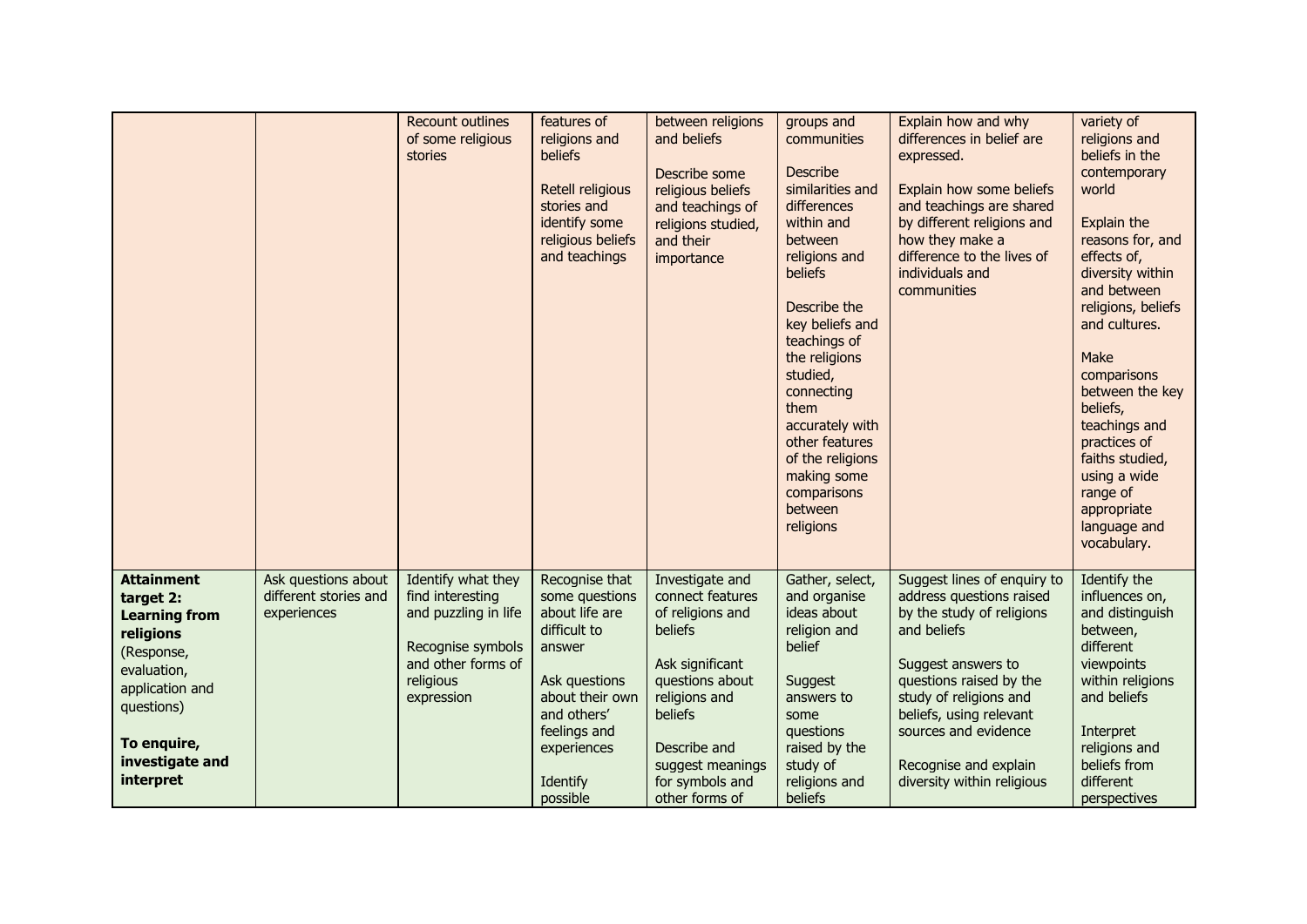| | | | | | | | |
|---|---|---|---|---|---|---|---|
| | | Recount outlines of some religious stories | features of religions and beliefs<br><br>Retell religious stories and identify some religious beliefs and teachings | between religions and beliefs<br><br>Describe some religious beliefs and teachings of religions studied, and their importance | groups and communities<br><br>Describe similarities and differences within and between religions and beliefs<br><br>Describe the key beliefs and teachings of the religions studied, connecting them accurately with other features of the religions making some comparisons between religions | Explain how and why differences in belief are expressed.<br><br>Explain how some beliefs and teachings are shared by different religions and how they make a difference to the lives of individuals and communities | variety of religions and beliefs in the contemporary world<br><br>Explain the reasons for, and effects of, diversity within and between religions, beliefs and cultures.<br><br>Make comparisons between the key beliefs, teachings and practices of faiths studied, using a wide range of appropriate language and vocabulary. |
| **Attainment target 2: Learning from religions** (Response, evaluation, application and questions)<br><br>**To enquire, investigate and interpret** | Ask questions about different stories and experiences | Identify what they find interesting and puzzling in life<br><br>Recognise symbols and other forms of religious expression | Recognise that some questions about life are difficult to answer<br><br>Ask questions about their own and others' feelings and experiences<br><br>Identify possible | Investigate and connect features of religions and beliefs<br><br>Ask significant questions about religions and beliefs<br><br>Describe and suggest meanings for symbols and other forms of | Gather, select, and organise ideas about religion and belief<br><br>Suggest answers to some questions raised by the study of religions and beliefs | Suggest lines of enquiry to address questions raised by the study of religions and beliefs<br><br>Suggest answers to questions raised by the study of religions and beliefs, using relevant sources and evidence<br><br>Recognise and explain diversity within religious | Identify the influences on, and distinguish between, different viewpoints within religions and beliefs<br><br>Interpret religions and beliefs from different perspectives |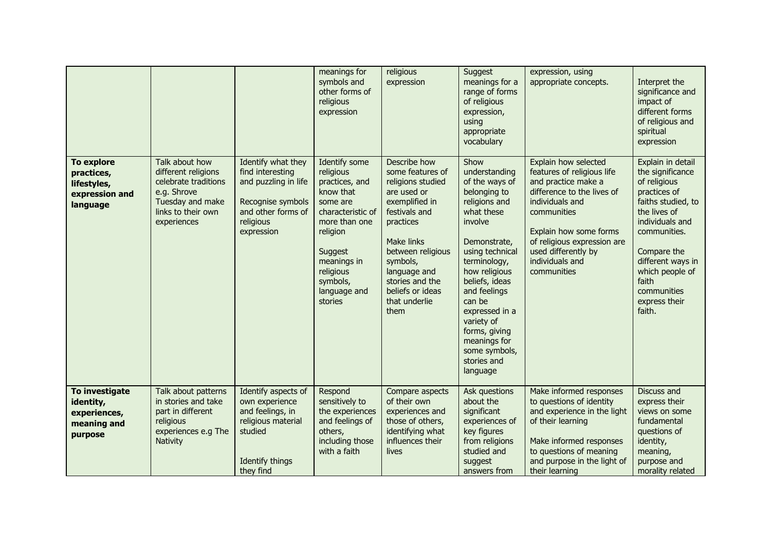| | | | | | | | |
|---|---|---|---|---|---|---|---|
| | | | meanings for symbols and other forms of religious expression | religious expression | Suggest meanings for a range of forms of religious expression, using appropriate vocabulary | expression, using appropriate concepts. | Interpret the significance and impact of different forms of religious and spiritual expression |
| **To explore practices, lifestyles, expression and language** | Talk about how different religions celebrate traditions e.g. Shrove Tuesday and make links to their own experiences | Identify what they find interesting and puzzling in life<br><br>Recognise symbols and other forms of religious expression | Identify some religious practices, and know that some are characteristic of more than one religion<br><br>Suggest meanings in religious symbols, language and stories | Describe how some features of religions studied are used or exemplified in festivals and practices<br><br>Make links between religious symbols, language and stories and the beliefs or ideas that underlie them | Show understanding of the ways of belonging to religions and what these involve<br><br>Demonstrate, using technical terminology, how religious beliefs, ideas and feelings can be expressed in a variety of forms, giving meanings for some symbols, stories and language | Explain how selected features of religious life and practice make a difference to the lives of individuals and communities<br><br>Explain how some forms of religious expression are used differently by individuals and communities | Explain in detail the significance of religious practices of faiths studied, to the lives of individuals and communities.<br><br>Compare the different ways in which people of faith communities express their faith. |
| **To investigate identity, experiences, meaning and purpose** | Talk about patterns in stories and take part in different religious experiences e.g The Nativity | Identify aspects of own experience and feelings, in religious material studied<br><br>Identify things they find | Respond sensitively to the experiences and feelings of others, including those with a faith | Compare aspects of their own experiences and those of others, identifying what influences their lives | Ask questions about the significant experiences of key figures from religions studied and suggest answers from | Make informed responses to questions of identity and experience in the light of their learning<br><br>Make informed responses to questions of meaning and purpose in the light of their learning | Discuss and express their views on some fundamental questions of identity, meaning, purpose and morality related |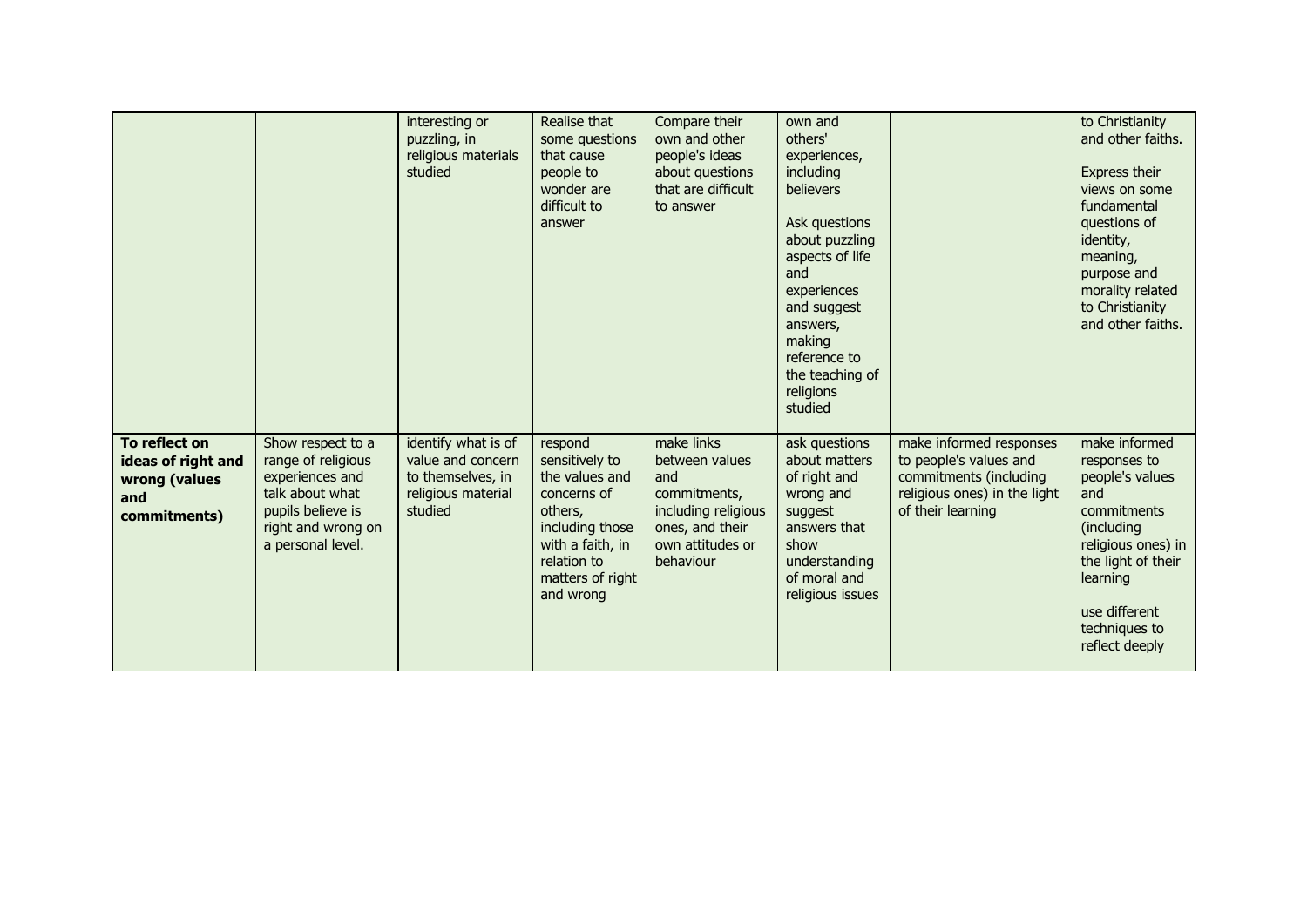| | | | | | | | |
|---|---|---|---|---|---|---|---|
| | | interesting or puzzling, in religious materials studied | Realise that some questions that cause people to wonder are difficult to answer | Compare their own and other people's ideas about questions that are difficult to answer | own and others' experiences, including believers<br><br>Ask questions about puzzling aspects of life and experiences and suggest answers, making reference to the teaching of religions studied | | to Christianity and other faiths.<br><br>Express their views on some fundamental questions of identity, meaning, purpose and morality related to Christianity and other faiths. |
| **To reflect on ideas of right and wrong (values and commitments)** | Show respect to a range of religious experiences and talk about what pupils believe is right and wrong on a personal level. | identify what is of value and concern to themselves, in religious material studied | respond sensitively to the values and concerns of others, including those with a faith, in relation to matters of right and wrong | make links between values and commitments, including religious ones, and their own attitudes or behaviour | ask questions about matters of right and wrong and suggest answers that show understanding of moral and religious issues | make informed responses to people's values and commitments (including religious ones) in the light of their learning | make informed responses to people's values and commitments (including religious ones) in the light of their learning<br><br>use different techniques to reflect deeply |